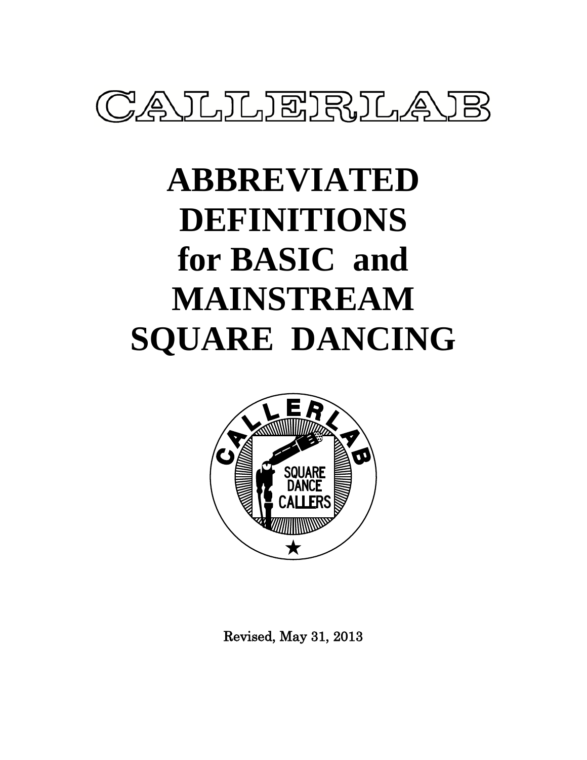CALLERLAB

# ABBREVIATED DEFINITIONS for BASIC and MAINSTREAM SQUARE DANCING

Revised, May 31, 2013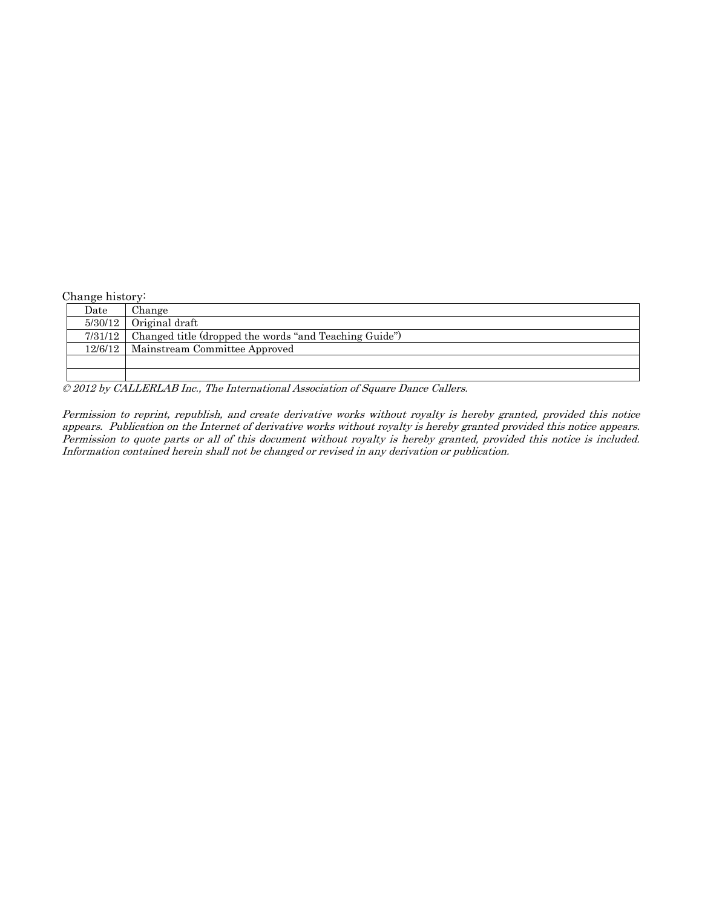Change history:

| Date | Change |
|---|---|
| 5/30/12 | Original draft |
| 7/31/12 | Changed title (dropped the words "and Teaching Guide") |
| 12/6/12 | Mainstream Committee Approved |
| | |
| | |

*© 2012 by CALLERLAB Inc., The International Association of Square Dance Callers.*

*Permission to reprint, republish, and create derivative works without royalty is hereby granted, provided this notice appears. Publication on the Internet of derivative works without royalty is hereby granted provided this notice appears. Permission to quote parts or all of this document without royalty is hereby granted, provided this notice is included. Information contained herein shall not be changed or revised in any derivation or publication.*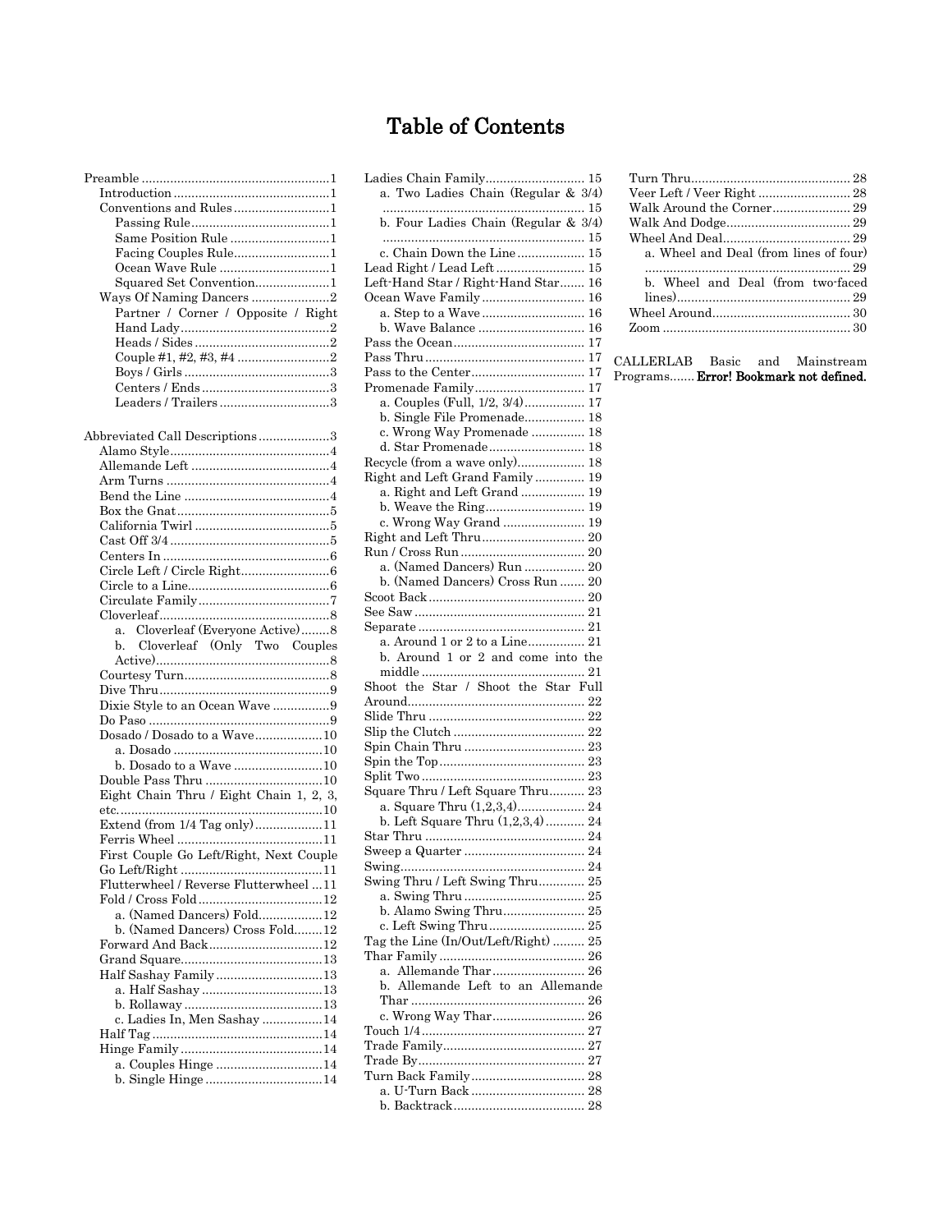# Table of Contents

- Preamble ..... 1
  - Introduction ..... 1
  - Conventions and Rules ..... 1
    - Passing Rule ..... 1
    - Same Position Rule ..... 1
    - Facing Couples Rule ..... 1
    - Ocean Wave Rule ..... 1
    - Squared Set Convention ..... 1
  - Ways Of Naming Dancers ..... 2
    - Partner / Corner / Opposite / Right Hand Lady ..... 2
    - Heads / Sides ..... 2
    - Couple #1, #2, #3, #4 ..... 2
    - Boys / Girls ..... 3
    - Centers / Ends ..... 3
    - Leaders / Trailers ..... 3

- Abbreviated Call Descriptions ..... 3
  - Alamo Style ..... 4
  - Allemande Left ..... 4
  - Arm Turns ..... 4
  - Bend the Line ..... 4
  - Box the Gnat ..... 5
  - California Twirl ..... 5
  - Cast Off 3/4 ..... 5
  - Centers In ..... 6
  - Circle Left / Circle Right ..... 6
  - Circle to a Line ..... 6
  - Circulate Family ..... 7
  - Cloverleaf ..... 8
    - a. Cloverleaf (Everyone Active) ..... 8
    - b. Cloverleaf (Only Two Couples Active) ..... 8
  - Courtesy Turn ..... 8
  - Dive Thru ..... 9
  - Dixie Style to an Ocean Wave ..... 9
  - Do Paso ..... 9
  - Dosado / Dosado to a Wave ..... 10
    - a. Dosado ..... 10
    - b. Dosado to a Wave ..... 10
  - Double Pass Thru ..... 10
  - Eight Chain Thru / Eight Chain 1, 2, 3, etc. ..... 10
  - Extend (from 1/4 Tag only) ..... 11
  - Ferris Wheel ..... 11
  - First Couple Go Left/Right, Next Couple Go Left/Right ..... 11
  - Flutterwheel / Reverse Flutterwheel ..... 11
  - Fold / Cross Fold ..... 12
    - a. (Named Dancers) Fold ..... 12
    - b. (Named Dancers) Cross Fold ..... 12
  - Forward And Back ..... 12
  - Grand Square ..... 13
  - Half Sashay Family ..... 13
    - a. Half Sashay ..... 13
    - b. Rollaway ..... 13
    - c. Ladies In, Men Sashay ..... 14
  - Half Tag ..... 14
  - Hinge Family ..... 14
    - a. Couples Hinge ..... 14
    - b. Single Hinge ..... 14
  - Ladies Chain Family ..... 15
    - a. Two Ladies Chain (Regular & 3/4) ..... 15
    - b. Four Ladies Chain (Regular & 3/4) ..... 15
    - c. Chain Down the Line ..... 15
  - Lead Right / Lead Left ..... 15
  - Left-Hand Star / Right-Hand Star ..... 16
  - Ocean Wave Family ..... 16
    - a. Step to a Wave ..... 16
    - b. Wave Balance ..... 16
  - Pass the Ocean ..... 17
  - Pass Thru ..... 17
  - Pass to the Center ..... 17
  - Promenade Family ..... 17
    - a. Couples (Full, 1/2, 3/4) ..... 17
    - b. Single File Promenade ..... 18
    - c. Wrong Way Promenade ..... 18
    - d. Star Promenade ..... 18
  - Recycle (from a wave only) ..... 18
  - Right and Left Grand Family ..... 19
    - a. Right and Left Grand ..... 19
    - b. Weave the Ring ..... 19
    - c. Wrong Way Grand ..... 19
  - Right and Left Thru ..... 20
  - Run / Cross Run ..... 20
    - a. (Named Dancers) Run ..... 20
    - b. (Named Dancers) Cross Run ..... 20
  - Scoot Back ..... 20
  - See Saw ..... 21
  - Separate ..... 21
    - a. Around 1 or 2 to a Line ..... 21
    - b. Around 1 or 2 and come into the middle ..... 21
  - Shoot the Star / Shoot the Star Full Around ..... 22
  - Slide Thru ..... 22
  - Slip the Clutch ..... 22
  - Spin Chain Thru ..... 23
  - Spin the Top ..... 23
  - Split Two ..... 23
  - Square Thru / Left Square Thru ..... 23
    - a. Square Thru (1,2,3,4) ..... 24
    - b. Left Square Thru (1,2,3,4) ..... 24
  - Star Thru ..... 24
  - Sweep a Quarter ..... 24
  - Swing ..... 24
  - Swing Thru / Left Swing Thru ..... 25
    - a. Swing Thru ..... 25
    - b. Alamo Swing Thru ..... 25
    - c. Left Swing Thru ..... 25
  - Tag the Line (In/Out/Left/Right) ..... 25
  - Thar Family ..... 26
    - a. Allemande Thar ..... 26
    - b. Allemande Left to an Allemande Thar ..... 26
    - c. Wrong Way Thar ..... 26
  - Touch 1/4 ..... 27
  - Trade Family ..... 27
  - Trade By ..... 27
  - Turn Back Family ..... 28
    - a. U-Turn Back ..... 28
    - b. Backtrack ..... 28
  - Turn Thru ..... 28
  - Veer Left / Veer Right ..... 28
  - Walk Around the Corner ..... 29
  - Walk And Dodge ..... 29
  - Wheel And Deal ..... 29
    - a. Wheel and Deal (from lines of four) ..... 29
    - b. Wheel and Deal (from two-faced lines) ..... 29
  - Wheel Around ..... 30
  - Zoom ..... 30

- CALLERLAB Basic and Mainstream Programs ..... **Error! Bookmark not defined.**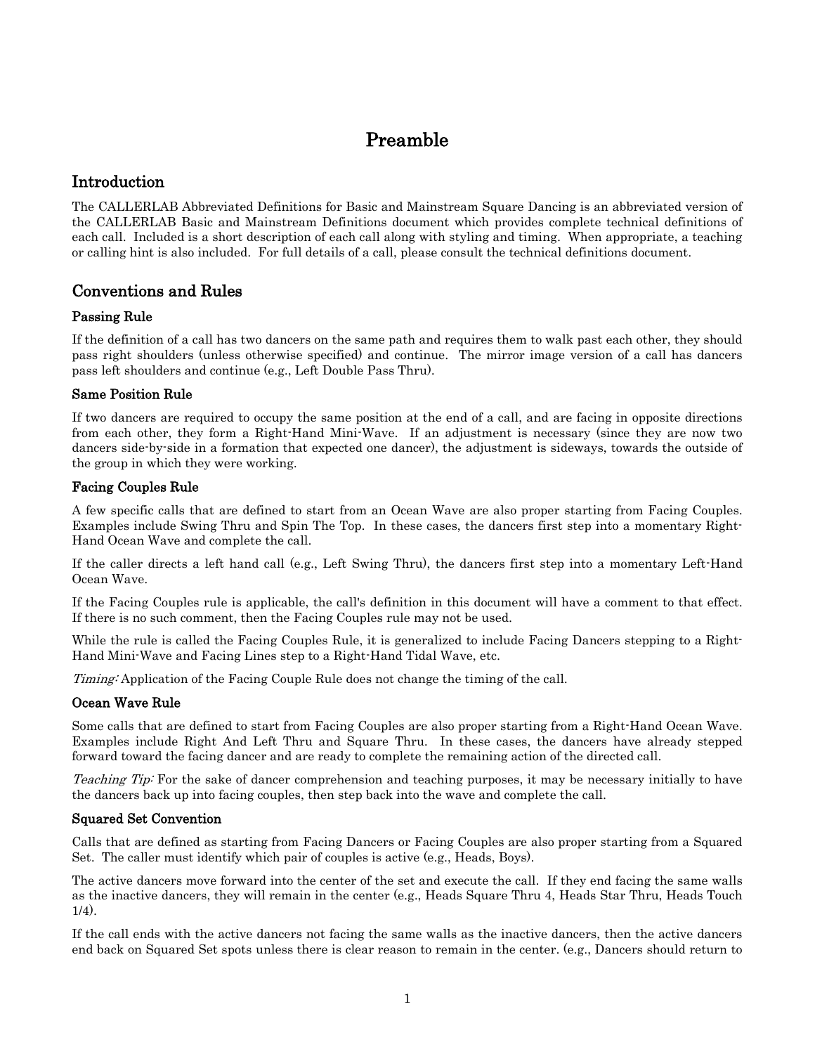# Preamble

## Introduction

The CALLERLAB Abbreviated Definitions for Basic and Mainstream Square Dancing is an abbreviated version of the CALLERLAB Basic and Mainstream Definitions document which provides complete technical definitions of each call. Included is a short description of each call along with styling and timing. When appropriate, a teaching or calling hint is also included. For full details of a call, please consult the technical definitions document.

## Conventions and Rules

### Passing Rule

If the definition of a call has two dancers on the same path and requires them to walk past each other, they should pass right shoulders (unless otherwise specified) and continue. The mirror image version of a call has dancers pass left shoulders and continue (e.g., Left Double Pass Thru).

### Same Position Rule

If two dancers are required to occupy the same position at the end of a call, and are facing in opposite directions from each other, they form a Right-Hand Mini-Wave. If an adjustment is necessary (since they are now two dancers side-by-side in a formation that expected one dancer), the adjustment is sideways, towards the outside of the group in which they were working.

### Facing Couples Rule

A few specific calls that are defined to start from an Ocean Wave are also proper starting from Facing Couples. Examples include Swing Thru and Spin The Top. In these cases, the dancers first step into a momentary Right-Hand Ocean Wave and complete the call.

If the caller directs a left hand call (e.g., Left Swing Thru), the dancers first step into a momentary Left-Hand Ocean Wave.

If the Facing Couples rule is applicable, the call's definition in this document will have a comment to that effect. If there is no such comment, then the Facing Couples rule may not be used.

While the rule is called the Facing Couples Rule, it is generalized to include Facing Dancers stepping to a Right-Hand Mini-Wave and Facing Lines step to a Right-Hand Tidal Wave, etc.

*Timing:* Application of the Facing Couple Rule does not change the timing of the call.

### Ocean Wave Rule

Some calls that are defined to start from Facing Couples are also proper starting from a Right-Hand Ocean Wave. Examples include Right And Left Thru and Square Thru. In these cases, the dancers have already stepped forward toward the facing dancer and are ready to complete the remaining action of the directed call.

*Teaching Tip:* For the sake of dancer comprehension and teaching purposes, it may be necessary initially to have the dancers back up into facing couples, then step back into the wave and complete the call.

### Squared Set Convention

Calls that are defined as starting from Facing Dancers or Facing Couples are also proper starting from a Squared Set. The caller must identify which pair of couples is active (e.g., Heads, Boys).

The active dancers move forward into the center of the set and execute the call. If they end facing the same walls as the inactive dancers, they will remain in the center (e.g., Heads Square Thru 4, Heads Star Thru, Heads Touch 1/4).

If the call ends with the active dancers not facing the same walls as the inactive dancers, then the active dancers end back on Squared Set spots unless there is clear reason to remain in the center. (e.g., Dancers should return to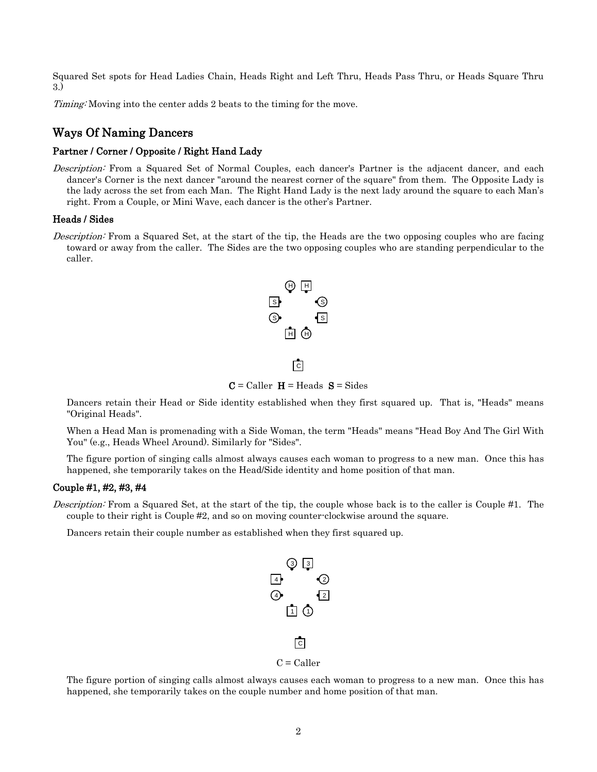Squared Set spots for Head Ladies Chain, Heads Right and Left Thru, Heads Pass Thru, or Heads Square Thru 3.)

*Timing:* Moving into the center adds 2 beats to the timing for the move.

## Ways Of Naming Dancers

### Partner / Corner / Opposite / Right Hand Lady

*Description:* From a Squared Set of Normal Couples, each dancer's Partner is the adjacent dancer, and each dancer's Corner is the next dancer "around the nearest corner of the square" from them. The Opposite Lady is the lady across the set from each Man. The Right Hand Lady is the next lady around the square to each Man's right. From a Couple, or Mini Wave, each dancer is the other's Partner.

### Heads / Sides

*Description:* From a Squared Set, at the start of the tip, the Heads are the two opposing couples who are facing toward or away from the caller. The Sides are the two opposing couples who are standing perpendicular to the caller.

**C** = Caller **H** = Heads **S** = Sides

Dancers retain their Head or Side identity established when they first squared up. That is, "Heads" means "Original Heads".

When a Head Man is promenading with a Side Woman, the term "Heads" means "Head Boy And The Girl With You" (e.g., Heads Wheel Around). Similarly for "Sides".

The figure portion of singing calls almost always causes each woman to progress to a new man. Once this has happened, she temporarily takes on the Head/Side identity and home position of that man.

### Couple #1, #2, #3, #4

*Description:* From a Squared Set, at the start of the tip, the couple whose back is to the caller is Couple #1. The couple to their right is Couple #2, and so on moving counter-clockwise around the square.

Dancers retain their couple number as established when they first squared up.

C = Caller

The figure portion of singing calls almost always causes each woman to progress to a new man. Once this has happened, she temporarily takes on the couple number and home position of that man.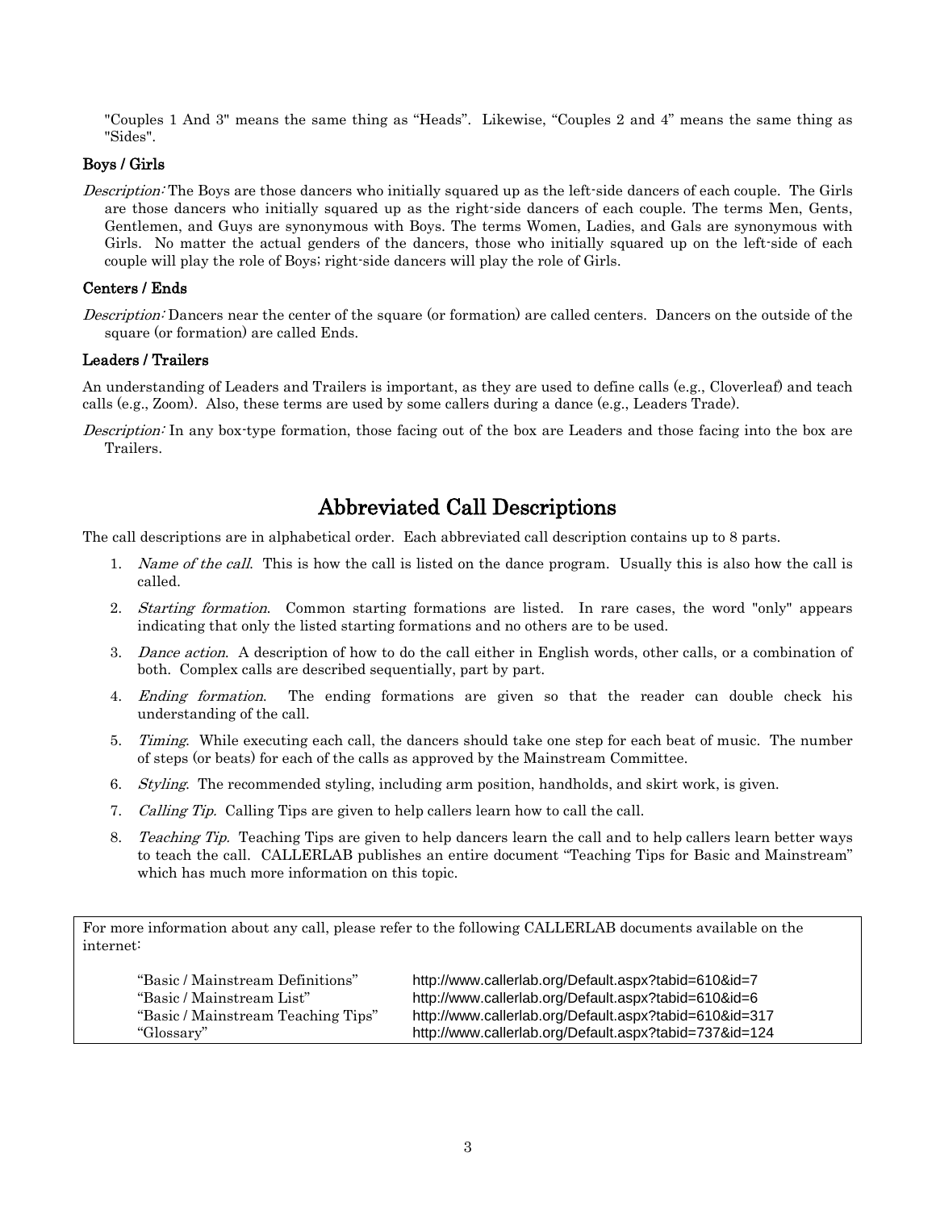"Couples 1 And 3" means the same thing as "Heads". Likewise, "Couples 2 and 4" means the same thing as "Sides".

### Boys / Girls

*Description:* The Boys are those dancers who initially squared up as the left-side dancers of each couple. The Girls are those dancers who initially squared up as the right-side dancers of each couple. The terms Men, Gents, Gentlemen, and Guys are synonymous with Boys. The terms Women, Ladies, and Gals are synonymous with Girls. No matter the actual genders of the dancers, those who initially squared up on the left-side of each couple will play the role of Boys; right-side dancers will play the role of Girls.

### Centers / Ends

*Description:* Dancers near the center of the square (or formation) are called centers. Dancers on the outside of the square (or formation) are called Ends.

### Leaders / Trailers

An understanding of Leaders and Trailers is important, as they are used to define calls (e.g., Cloverleaf) and teach calls (e.g., Zoom). Also, these terms are used by some callers during a dance (e.g., Leaders Trade).

*Description:* In any box-type formation, those facing out of the box are Leaders and those facing into the box are Trailers.

## Abbreviated Call Descriptions

The call descriptions are in alphabetical order. Each abbreviated call description contains up to 8 parts.

1. *Name of the call*. This is how the call is listed on the dance program. Usually this is also how the call is called.
2. *Starting formation*. Common starting formations are listed. In rare cases, the word "only" appears indicating that only the listed starting formations and no others are to be used.
3. *Dance action*. A description of how to do the call either in English words, other calls, or a combination of both. Complex calls are described sequentially, part by part.
4. *Ending formation*. The ending formations are given so that the reader can double check his understanding of the call.
5. *Timing*. While executing each call, the dancers should take one step for each beat of music. The number of steps (or beats) for each of the calls as approved by the Mainstream Committee.
6. *Styling*. The recommended styling, including arm position, handholds, and skirt work, is given.
7. *Calling Tip.* Calling Tips are given to help callers learn how to call the call.
8. *Teaching Tip.* Teaching Tips are given to help dancers learn the call and to help callers learn better ways to teach the call. CALLERLAB publishes an entire document "Teaching Tips for Basic and Mainstream" which has much more information on this topic.

For more information about any call, please refer to the following CALLERLAB documents available on the internet:

| | |
|---|---|
| "Basic / Mainstream Definitions" | http://www.callerlab.org/Default.aspx?tabid=610&id=7 |
| "Basic / Mainstream List" | http://www.callerlab.org/Default.aspx?tabid=610&id=6 |
| "Basic / Mainstream Teaching Tips" | http://www.callerlab.org/Default.aspx?tabid=610&id=317 |
| "Glossary" | http://www.callerlab.org/Default.aspx?tabid=737&id=124 |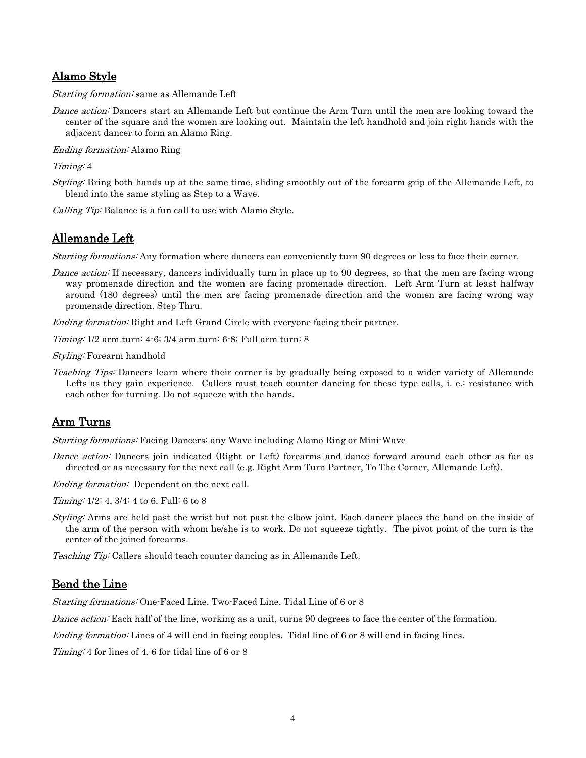## Alamo Style

*Starting formation:* same as Allemande Left

*Dance action:* Dancers start an Allemande Left but continue the Arm Turn until the men are looking toward the center of the square and the women are looking out. Maintain the left handhold and join right hands with the adjacent dancer to form an Alamo Ring.

*Ending formation:* Alamo Ring

*Timing:* 4

*Styling:* Bring both hands up at the same time, sliding smoothly out of the forearm grip of the Allemande Left, to blend into the same styling as Step to a Wave.

*Calling Tip:* Balance is a fun call to use with Alamo Style.

## Allemande Left

*Starting formations:* Any formation where dancers can conveniently turn 90 degrees or less to face their corner.

*Dance action:* If necessary, dancers individually turn in place up to 90 degrees, so that the men are facing wrong way promenade direction and the women are facing promenade direction. Left Arm Turn at least halfway around (180 degrees) until the men are facing promenade direction and the women are facing wrong way promenade direction. Step Thru.

*Ending formation:* Right and Left Grand Circle with everyone facing their partner.

*Timing:* 1/2 arm turn: 4-6; 3/4 arm turn: 6-8; Full arm turn: 8

*Styling:* Forearm handhold

*Teaching Tips:* Dancers learn where their corner is by gradually being exposed to a wider variety of Allemande Lefts as they gain experience. Callers must teach counter dancing for these type calls, i. e.: resistance with each other for turning. Do not squeeze with the hands.

## Arm Turns

*Starting formations:* Facing Dancers; any Wave including Alamo Ring or Mini-Wave

*Dance action:* Dancers join indicated (Right or Left) forearms and dance forward around each other as far as directed or as necessary for the next call (e.g. Right Arm Turn Partner, To The Corner, Allemande Left).

*Ending formation:* Dependent on the next call.

*Timing:* 1/2: 4, 3/4: 4 to 6, Full: 6 to 8

*Styling:* Arms are held past the wrist but not past the elbow joint. Each dancer places the hand on the inside of the arm of the person with whom he/she is to work. Do not squeeze tightly. The pivot point of the turn is the center of the joined forearms.

*Teaching Tip:* Callers should teach counter dancing as in Allemande Left.

## Bend the Line

*Starting formations:* One-Faced Line, Two-Faced Line, Tidal Line of 6 or 8

*Dance action:* Each half of the line, working as a unit, turns 90 degrees to face the center of the formation.

*Ending formation:* Lines of 4 will end in facing couples. Tidal line of 6 or 8 will end in facing lines.

*Timing:* 4 for lines of 4, 6 for tidal line of 6 or 8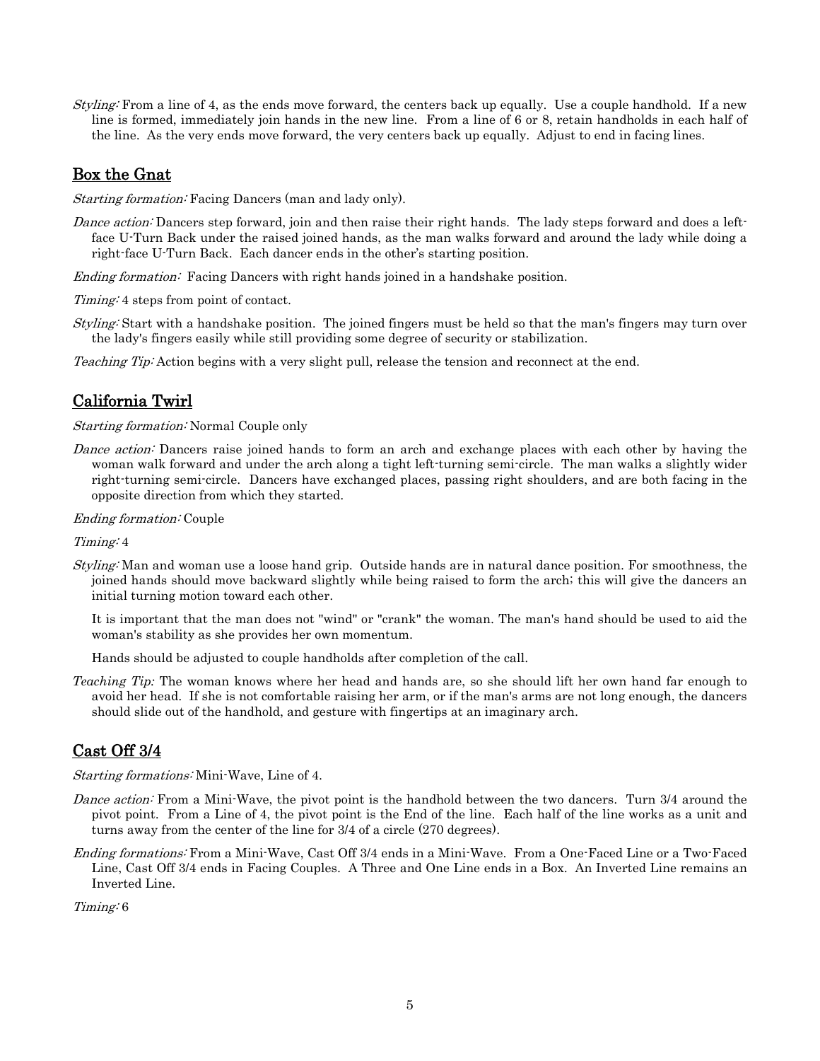*Styling:* From a line of 4, as the ends move forward, the centers back up equally. Use a couple handhold. If a new line is formed, immediately join hands in the new line. From a line of 6 or 8, retain handholds in each half of the line. As the very ends move forward, the very centers back up equally. Adjust to end in facing lines.

## Box the Gnat

*Starting formation:* Facing Dancers (man and lady only).

*Dance action:* Dancers step forward, join and then raise their right hands. The lady steps forward and does a left-face U-Turn Back under the raised joined hands, as the man walks forward and around the lady while doing a right-face U-Turn Back. Each dancer ends in the other's starting position.

*Ending formation:* Facing Dancers with right hands joined in a handshake position.

*Timing:* 4 steps from point of contact.

*Styling:* Start with a handshake position. The joined fingers must be held so that the man's fingers may turn over the lady's fingers easily while still providing some degree of security or stabilization.

*Teaching Tip:* Action begins with a very slight pull, release the tension and reconnect at the end.

## California Twirl

*Starting formation:* Normal Couple only

*Dance action:* Dancers raise joined hands to form an arch and exchange places with each other by having the woman walk forward and under the arch along a tight left-turning semi-circle. The man walks a slightly wider right-turning semi-circle. Dancers have exchanged places, passing right shoulders, and are both facing in the opposite direction from which they started.

*Ending formation:* Couple

*Timing:* 4

*Styling:* Man and woman use a loose hand grip. Outside hands are in natural dance position. For smoothness, the joined hands should move backward slightly while being raised to form the arch; this will give the dancers an initial turning motion toward each other.

It is important that the man does not "wind" or "crank" the woman. The man's hand should be used to aid the woman's stability as she provides her own momentum.

Hands should be adjusted to couple handholds after completion of the call.

*Teaching Tip:* The woman knows where her head and hands are, so she should lift her own hand far enough to avoid her head. If she is not comfortable raising her arm, or if the man's arms are not long enough, the dancers should slide out of the handhold, and gesture with fingertips at an imaginary arch.

## Cast Off 3/4

*Starting formations:* Mini-Wave, Line of 4.

*Dance action:* From a Mini-Wave, the pivot point is the handhold between the two dancers. Turn 3/4 around the pivot point. From a Line of 4, the pivot point is the End of the line. Each half of the line works as a unit and turns away from the center of the line for 3/4 of a circle (270 degrees).

*Ending formations:* From a Mini-Wave, Cast Off 3/4 ends in a Mini-Wave. From a One-Faced Line or a Two-Faced Line, Cast Off 3/4 ends in Facing Couples. A Three and One Line ends in a Box. An Inverted Line remains an Inverted Line.

*Timing:* 6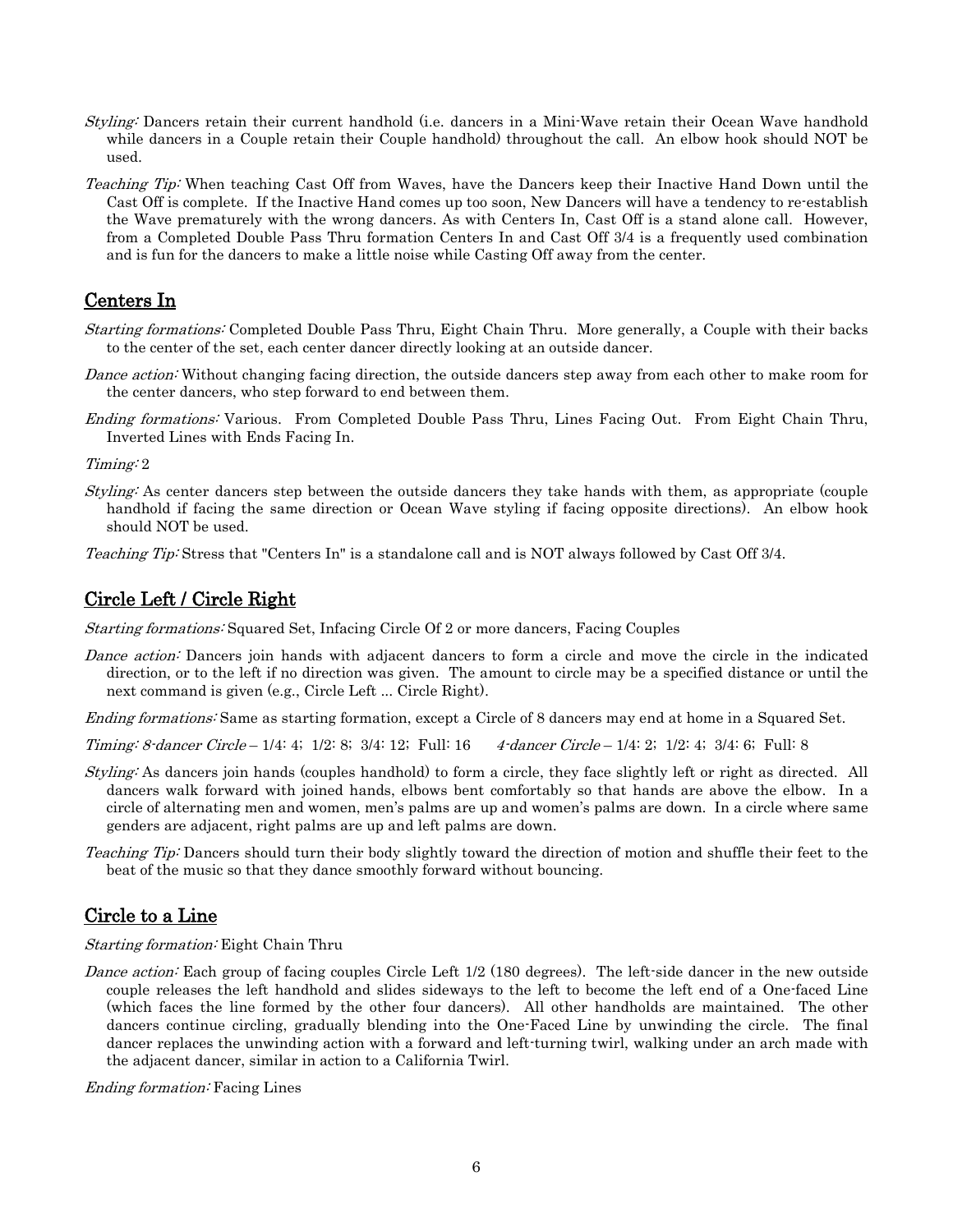*Styling:* Dancers retain their current handhold (i.e. dancers in a Mini-Wave retain their Ocean Wave handhold while dancers in a Couple retain their Couple handhold) throughout the call. An elbow hook should NOT be used.

*Teaching Tip:* When teaching Cast Off from Waves, have the Dancers keep their Inactive Hand Down until the Cast Off is complete. If the Inactive Hand comes up too soon, New Dancers will have a tendency to re-establish the Wave prematurely with the wrong dancers. As with Centers In, Cast Off is a stand alone call. However, from a Completed Double Pass Thru formation Centers In and Cast Off 3/4 is a frequently used combination and is fun for the dancers to make a little noise while Casting Off away from the center.

## Centers In

*Starting formations:* Completed Double Pass Thru, Eight Chain Thru. More generally, a Couple with their backs to the center of the set, each center dancer directly looking at an outside dancer.

*Dance action:* Without changing facing direction, the outside dancers step away from each other to make room for the center dancers, who step forward to end between them.

*Ending formations:* Various. From Completed Double Pass Thru, Lines Facing Out. From Eight Chain Thru, Inverted Lines with Ends Facing In.

*Timing:* 2

*Styling:* As center dancers step between the outside dancers they take hands with them, as appropriate (couple handhold if facing the same direction or Ocean Wave styling if facing opposite directions). An elbow hook should NOT be used.

*Teaching Tip:* Stress that "Centers In" is a standalone call and is NOT always followed by Cast Off 3/4.

## Circle Left / Circle Right

*Starting formations:* Squared Set, Infacing Circle Of 2 or more dancers, Facing Couples

*Dance action:* Dancers join hands with adjacent dancers to form a circle and move the circle in the indicated direction, or to the left if no direction was given. The amount to circle may be a specified distance or until the next command is given (e.g., Circle Left ... Circle Right).

*Ending formations:* Same as starting formation, except a Circle of 8 dancers may end at home in a Squared Set.

*Timing: 8-dancer Circle* – 1/4: 4; 1/2: 8; 3/4: 12; Full: 16 *4-dancer Circle* – 1/4: 2; 1/2: 4; 3/4: 6; Full: 8

*Styling:* As dancers join hands (couples handhold) to form a circle, they face slightly left or right as directed. All dancers walk forward with joined hands, elbows bent comfortably so that hands are above the elbow. In a circle of alternating men and women, men's palms are up and women's palms are down. In a circle where same genders are adjacent, right palms are up and left palms are down.

*Teaching Tip:* Dancers should turn their body slightly toward the direction of motion and shuffle their feet to the beat of the music so that they dance smoothly forward without bouncing.

## Circle to a Line

*Starting formation:* Eight Chain Thru

*Dance action:* Each group of facing couples Circle Left 1/2 (180 degrees). The left-side dancer in the new outside couple releases the left handhold and slides sideways to the left to become the left end of a One-faced Line (which faces the line formed by the other four dancers). All other handholds are maintained. The other dancers continue circling, gradually blending into the One-Faced Line by unwinding the circle. The final dancer replaces the unwinding action with a forward and left-turning twirl, walking under an arch made with the adjacent dancer, similar in action to a California Twirl.

*Ending formation:* Facing Lines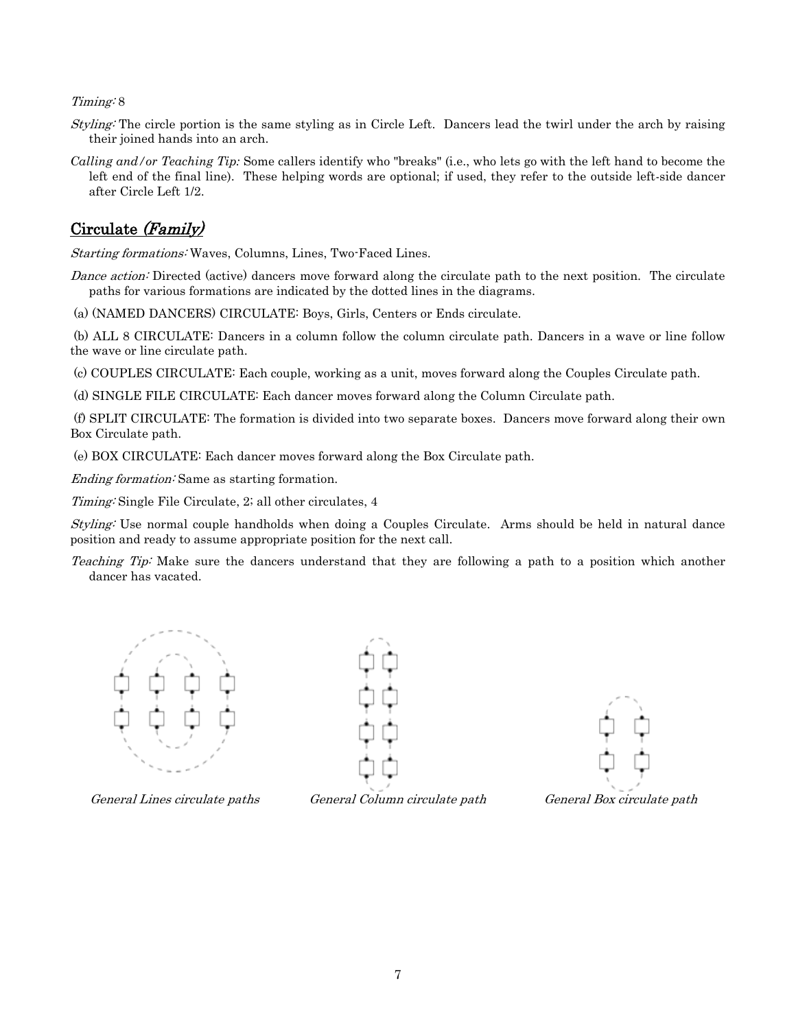*Timing:* 8

*Styling:* The circle portion is the same styling as in Circle Left. Dancers lead the twirl under the arch by raising their joined hands into an arch.

*Calling and/or Teaching Tip:* Some callers identify who "breaks" (i.e., who lets go with the left hand to become the left end of the final line). These helping words are optional; if used, they refer to the outside left-side dancer after Circle Left 1/2.

## Circulate *(Family)*

*Starting formations:* Waves, Columns, Lines, Two-Faced Lines.

*Dance action:* Directed (active) dancers move forward along the circulate path to the next position. The circulate paths for various formations are indicated by the dotted lines in the diagrams.

(a) (NAMED DANCERS) CIRCULATE: Boys, Girls, Centers or Ends circulate.

(b) ALL 8 CIRCULATE: Dancers in a column follow the column circulate path. Dancers in a wave or line follow the wave or line circulate path.

(c) COUPLES CIRCULATE: Each couple, working as a unit, moves forward along the Couples Circulate path.

(d) SINGLE FILE CIRCULATE: Each dancer moves forward along the Column Circulate path.

(f) SPLIT CIRCULATE: The formation is divided into two separate boxes. Dancers move forward along their own Box Circulate path.

(e) BOX CIRCULATE: Each dancer moves forward along the Box Circulate path.

*Ending formation:* Same as starting formation.

*Timing:* Single File Circulate, 2; all other circulates, 4

*Styling:* Use normal couple handholds when doing a Couples Circulate. Arms should be held in natural dance position and ready to assume appropriate position for the next call.

*Teaching Tip:* Make sure the dancers understand that they are following a path to a position which another dancer has vacated.

*General Lines circulate paths* *General Column circulate path* *General Box circulate path*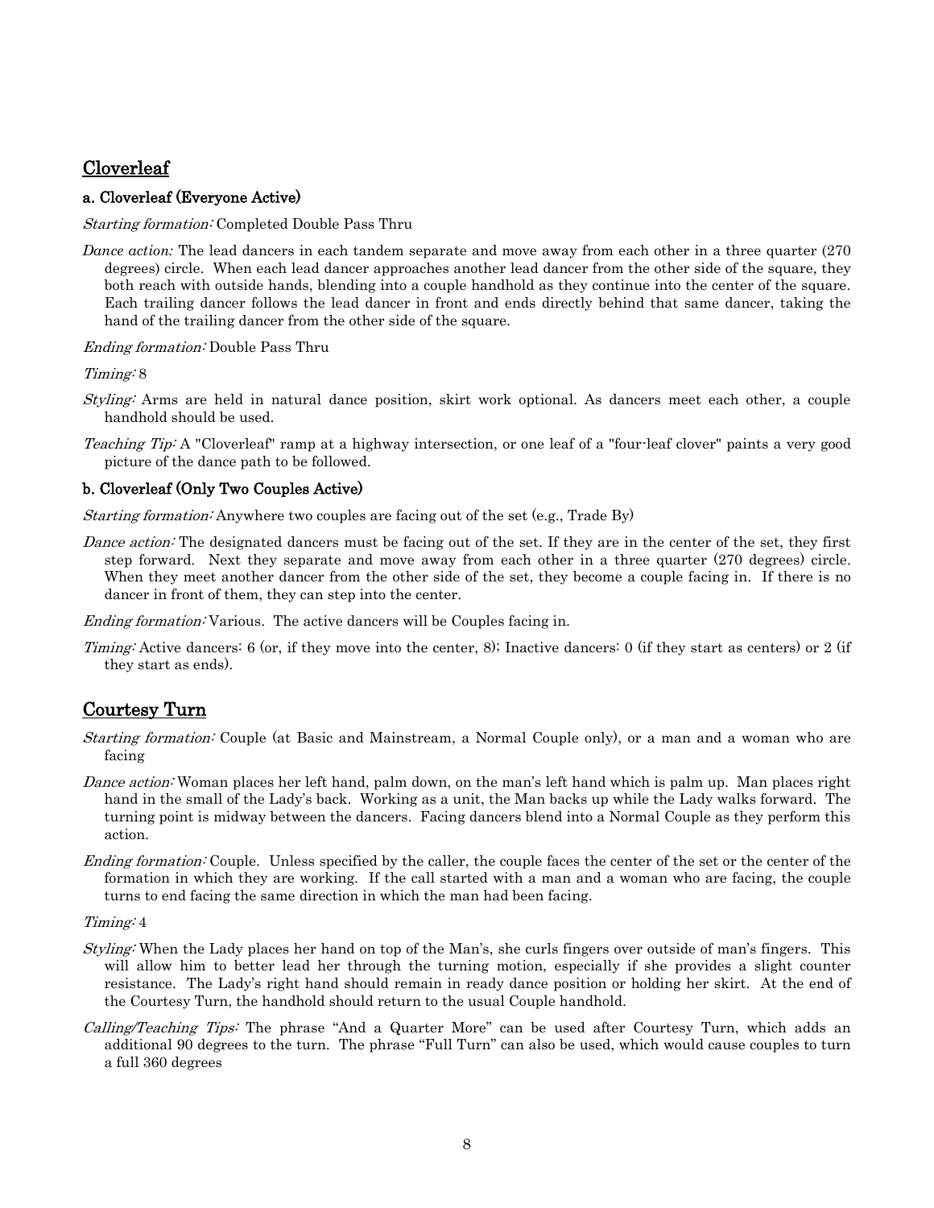## Cloverleaf

### a. Cloverleaf (Everyone Active)

*Starting formation:* Completed Double Pass Thru

*Dance action:* The lead dancers in each tandem separate and move away from each other in a three quarter (270 degrees) circle. When each lead dancer approaches another lead dancer from the other side of the square, they both reach with outside hands, blending into a couple handhold as they continue into the center of the square. Each trailing dancer follows the lead dancer in front and ends directly behind that same dancer, taking the hand of the trailing dancer from the other side of the square.

*Ending formation:* Double Pass Thru

*Timing:* 8

*Styling:* Arms are held in natural dance position, skirt work optional. As dancers meet each other, a couple handhold should be used.

*Teaching Tip:* A "Cloverleaf" ramp at a highway intersection, or one leaf of a "four-leaf clover" paints a very good picture of the dance path to be followed.

### b. Cloverleaf (Only Two Couples Active)

*Starting formation:* Anywhere two couples are facing out of the set (e.g., Trade By)

*Dance action:* The designated dancers must be facing out of the set. If they are in the center of the set, they first step forward. Next they separate and move away from each other in a three quarter (270 degrees) circle. When they meet another dancer from the other side of the set, they become a couple facing in. If there is no dancer in front of them, they can step into the center.

*Ending formation:* Various. The active dancers will be Couples facing in.

*Timing:* Active dancers: 6 (or, if they move into the center, 8); Inactive dancers: 0 (if they start as centers) or 2 (if they start as ends).

## Courtesy Turn

*Starting formation:* Couple (at Basic and Mainstream, a Normal Couple only), or a man and a woman who are facing

*Dance action:* Woman places her left hand, palm down, on the man's left hand which is palm up. Man places right hand in the small of the Lady's back. Working as a unit, the Man backs up while the Lady walks forward. The turning point is midway between the dancers. Facing dancers blend into a Normal Couple as they perform this action.

*Ending formation:* Couple. Unless specified by the caller, the couple faces the center of the set or the center of the formation in which they are working. If the call started with a man and a woman who are facing, the couple turns to end facing the same direction in which the man had been facing.

*Timing:* 4

*Styling:* When the Lady places her hand on top of the Man's, she curls fingers over outside of man's fingers. This will allow him to better lead her through the turning motion, especially if she provides a slight counter resistance. The Lady's right hand should remain in ready dance position or holding her skirt. At the end of the Courtesy Turn, the handhold should return to the usual Couple handhold.

*Calling/Teaching Tips:* The phrase "And a Quarter More" can be used after Courtesy Turn, which adds an additional 90 degrees to the turn. The phrase "Full Turn" can also be used, which would cause couples to turn a full 360 degrees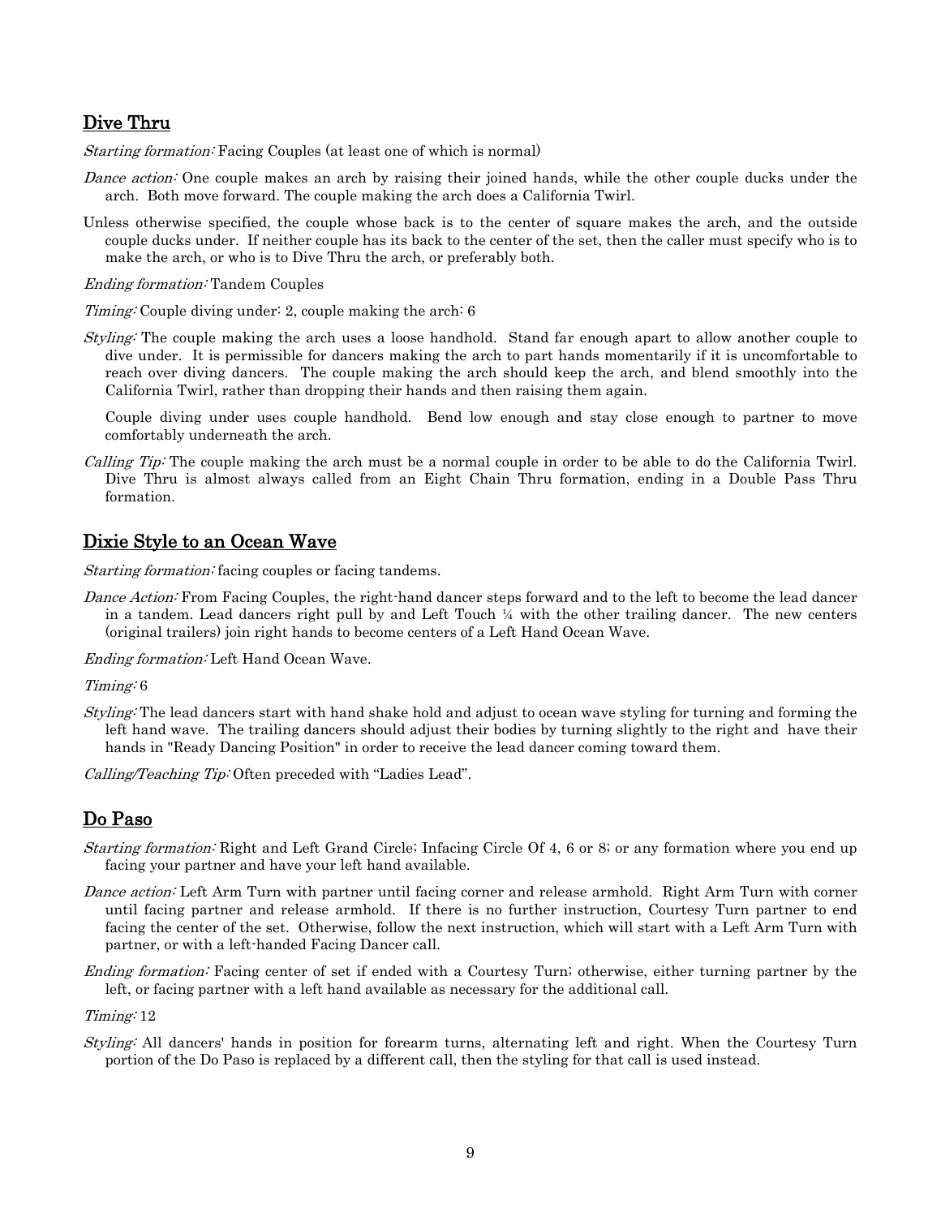## Dive Thru

*Starting formation:* Facing Couples (at least one of which is normal)

*Dance action:* One couple makes an arch by raising their joined hands, while the other couple ducks under the arch. Both move forward. The couple making the arch does a California Twirl.

Unless otherwise specified, the couple whose back is to the center of square makes the arch, and the outside couple ducks under. If neither couple has its back to the center of the set, then the caller must specify who is to make the arch, or who is to Dive Thru the arch, or preferably both.

*Ending formation:* Tandem Couples

*Timing:* Couple diving under: 2, couple making the arch: 6

*Styling:* The couple making the arch uses a loose handhold. Stand far enough apart to allow another couple to dive under. It is permissible for dancers making the arch to part hands momentarily if it is uncomfortable to reach over diving dancers. The couple making the arch should keep the arch, and blend smoothly into the California Twirl, rather than dropping their hands and then raising them again.

Couple diving under uses couple handhold. Bend low enough and stay close enough to partner to move comfortably underneath the arch.

*Calling Tip:* The couple making the arch must be a normal couple in order to be able to do the California Twirl. Dive Thru is almost always called from an Eight Chain Thru formation, ending in a Double Pass Thru formation.

## Dixie Style to an Ocean Wave

*Starting formation:* facing couples or facing tandems.

*Dance Action:* From Facing Couples, the right-hand dancer steps forward and to the left to become the lead dancer in a tandem. Lead dancers right pull by and Left Touch ¼ with the other trailing dancer. The new centers (original trailers) join right hands to become centers of a Left Hand Ocean Wave.

*Ending formation:* Left Hand Ocean Wave.

*Timing:* 6

*Styling:* The lead dancers start with hand shake hold and adjust to ocean wave styling for turning and forming the left hand wave. The trailing dancers should adjust their bodies by turning slightly to the right and have their hands in "Ready Dancing Position" in order to receive the lead dancer coming toward them.

*Calling/Teaching Tip:* Often preceded with "Ladies Lead".

## Do Paso

*Starting formation:* Right and Left Grand Circle; Infacing Circle Of 4, 6 or 8; or any formation where you end up facing your partner and have your left hand available.

*Dance action:* Left Arm Turn with partner until facing corner and release armhold. Right Arm Turn with corner until facing partner and release armhold. If there is no further instruction, Courtesy Turn partner to end facing the center of the set. Otherwise, follow the next instruction, which will start with a Left Arm Turn with partner, or with a left-handed Facing Dancer call.

*Ending formation:* Facing center of set if ended with a Courtesy Turn; otherwise, either turning partner by the left, or facing partner with a left hand available as necessary for the additional call.

*Timing:* 12

*Styling:* All dancers' hands in position for forearm turns, alternating left and right. When the Courtesy Turn portion of the Do Paso is replaced by a different call, then the styling for that call is used instead.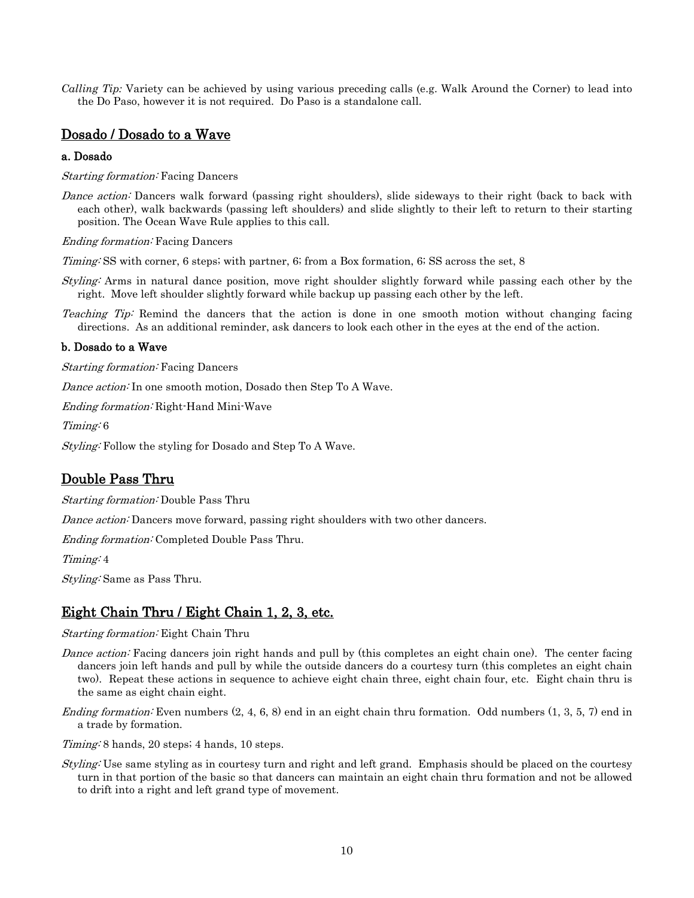*Calling Tip:* Variety can be achieved by using various preceding calls (e.g. Walk Around the Corner) to lead into the Do Paso, however it is not required. Do Paso is a standalone call.

## Dosado / Dosado to a Wave

### a. Dosado

*Starting formation:* Facing Dancers

*Dance action:* Dancers walk forward (passing right shoulders), slide sideways to their right (back to back with each other), walk backwards (passing left shoulders) and slide slightly to their left to return to their starting position. The Ocean Wave Rule applies to this call.

*Ending formation:* Facing Dancers

*Timing:* SS with corner, 6 steps; with partner, 6; from a Box formation, 6; SS across the set, 8

*Styling:* Arms in natural dance position, move right shoulder slightly forward while passing each other by the right. Move left shoulder slightly forward while backup up passing each other by the left.

*Teaching Tip:* Remind the dancers that the action is done in one smooth motion without changing facing directions. As an additional reminder, ask dancers to look each other in the eyes at the end of the action.

### b. Dosado to a Wave

*Starting formation:* Facing Dancers

*Dance action:* In one smooth motion, Dosado then Step To A Wave.

*Ending formation:* Right-Hand Mini-Wave

*Timing:* 6

*Styling:* Follow the styling for Dosado and Step To A Wave.

## Double Pass Thru

*Starting formation:* Double Pass Thru

*Dance action:* Dancers move forward, passing right shoulders with two other dancers.

*Ending formation:* Completed Double Pass Thru.

*Timing:* 4

*Styling:* Same as Pass Thru.

## Eight Chain Thru / Eight Chain 1, 2, 3, etc.

*Starting formation:* Eight Chain Thru

*Dance action:* Facing dancers join right hands and pull by (this completes an eight chain one). The center facing dancers join left hands and pull by while the outside dancers do a courtesy turn (this completes an eight chain two). Repeat these actions in sequence to achieve eight chain three, eight chain four, etc. Eight chain thru is the same as eight chain eight.

*Ending formation:* Even numbers (2, 4, 6, 8) end in an eight chain thru formation. Odd numbers (1, 3, 5, 7) end in a trade by formation.

*Timing:* 8 hands, 20 steps; 4 hands, 10 steps.

*Styling:* Use same styling as in courtesy turn and right and left grand. Emphasis should be placed on the courtesy turn in that portion of the basic so that dancers can maintain an eight chain thru formation and not be allowed to drift into a right and left grand type of movement.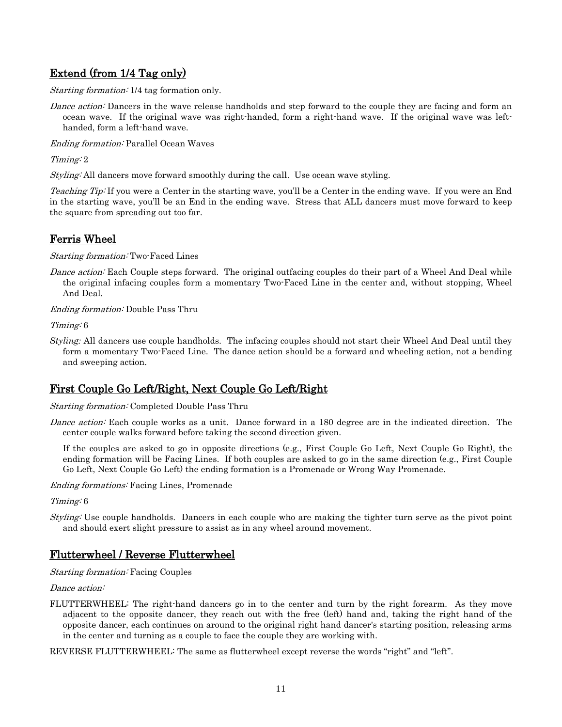## Extend (from 1/4 Tag only)

*Starting formation:* 1/4 tag formation only.

*Dance action:* Dancers in the wave release handholds and step forward to the couple they are facing and form an ocean wave. If the original wave was right-handed, form a right-hand wave. If the original wave was left-handed, form a left-hand wave.

*Ending formation:* Parallel Ocean Waves

*Timing:* 2

*Styling:* All dancers move forward smoothly during the call. Use ocean wave styling.

*Teaching Tip:* If you were a Center in the starting wave, you'll be a Center in the ending wave. If you were an End in the starting wave, you'll be an End in the ending wave. Stress that ALL dancers must move forward to keep the square from spreading out too far.

## Ferris Wheel

*Starting formation:* Two-Faced Lines

*Dance action:* Each Couple steps forward. The original outfacing couples do their part of a Wheel And Deal while the original infacing couples form a momentary Two-Faced Line in the center and, without stopping, Wheel And Deal.

*Ending formation:* Double Pass Thru

*Timing:* 6

*Styling:* All dancers use couple handholds. The infacing couples should not start their Wheel And Deal until they form a momentary Two-Faced Line. The dance action should be a forward and wheeling action, not a bending and sweeping action.

## First Couple Go Left/Right, Next Couple Go Left/Right

*Starting formation:* Completed Double Pass Thru

*Dance action:* Each couple works as a unit. Dance forward in a 180 degree arc in the indicated direction. The center couple walks forward before taking the second direction given.

If the couples are asked to go in opposite directions (e.g., First Couple Go Left, Next Couple Go Right), the ending formation will be Facing Lines. If both couples are asked to go in the same direction (e.g., First Couple Go Left, Next Couple Go Left) the ending formation is a Promenade or Wrong Way Promenade.

*Ending formations:* Facing Lines, Promenade

*Timing:* 6

*Styling:* Use couple handholds. Dancers in each couple who are making the tighter turn serve as the pivot point and should exert slight pressure to assist as in any wheel around movement.

## Flutterwheel / Reverse Flutterwheel

*Starting formation:* Facing Couples

*Dance action:*

FLUTTERWHEEL: The right-hand dancers go in to the center and turn by the right forearm. As they move adjacent to the opposite dancer, they reach out with the free (left) hand and, taking the right hand of the opposite dancer, each continues on around to the original right hand dancer's starting position, releasing arms in the center and turning as a couple to face the couple they are working with.

REVERSE FLUTTERWHEEL: The same as flutterwheel except reverse the words "right" and "left".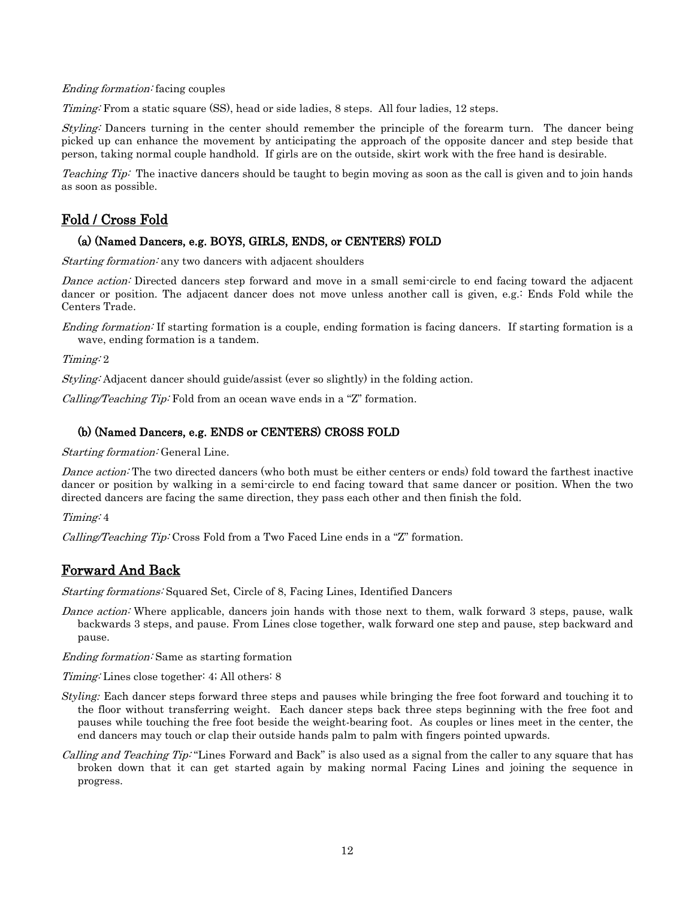*Ending formation:* facing couples

*Timing:* From a static square (SS), head or side ladies, 8 steps. All four ladies, 12 steps.

*Styling:* Dancers turning in the center should remember the principle of the forearm turn. The dancer being picked up can enhance the movement by anticipating the approach of the opposite dancer and step beside that person, taking normal couple handhold. If girls are on the outside, skirt work with the free hand is desirable.

*Teaching Tip:* The inactive dancers should be taught to begin moving as soon as the call is given and to join hands as soon as possible.

## Fold / Cross Fold

### (a) (Named Dancers, e.g. BOYS, GIRLS, ENDS, or CENTERS) FOLD

*Starting formation:* any two dancers with adjacent shoulders

*Dance action:* Directed dancers step forward and move in a small semi-circle to end facing toward the adjacent dancer or position. The adjacent dancer does not move unless another call is given, e.g.: Ends Fold while the Centers Trade.

*Ending formation:* If starting formation is a couple, ending formation is facing dancers. If starting formation is a wave, ending formation is a tandem.

*Timing:* 2

*Styling:* Adjacent dancer should guide/assist (ever so slightly) in the folding action.

*Calling/Teaching Tip:* Fold from an ocean wave ends in a "Z" formation.

### (b) (Named Dancers, e.g. ENDS or CENTERS) CROSS FOLD

*Starting formation:* General Line.

*Dance action:* The two directed dancers (who both must be either centers or ends) fold toward the farthest inactive dancer or position by walking in a semi-circle to end facing toward that same dancer or position. When the two directed dancers are facing the same direction, they pass each other and then finish the fold.

*Timing:* 4

*Calling/Teaching Tip:* Cross Fold from a Two Faced Line ends in a "Z" formation.

## Forward And Back

*Starting formations:* Squared Set, Circle of 8, Facing Lines, Identified Dancers

*Dance action:* Where applicable, dancers join hands with those next to them, walk forward 3 steps, pause, walk backwards 3 steps, and pause. From Lines close together, walk forward one step and pause, step backward and pause.

*Ending formation:* Same as starting formation

*Timing:* Lines close together: 4; All others: 8

*Styling:* Each dancer steps forward three steps and pauses while bringing the free foot forward and touching it to the floor without transferring weight. Each dancer steps back three steps beginning with the free foot and pauses while touching the free foot beside the weight-bearing foot. As couples or lines meet in the center, the end dancers may touch or clap their outside hands palm to palm with fingers pointed upwards.

*Calling and Teaching Tip:* "Lines Forward and Back" is also used as a signal from the caller to any square that has broken down that it can get started again by making normal Facing Lines and joining the sequence in progress.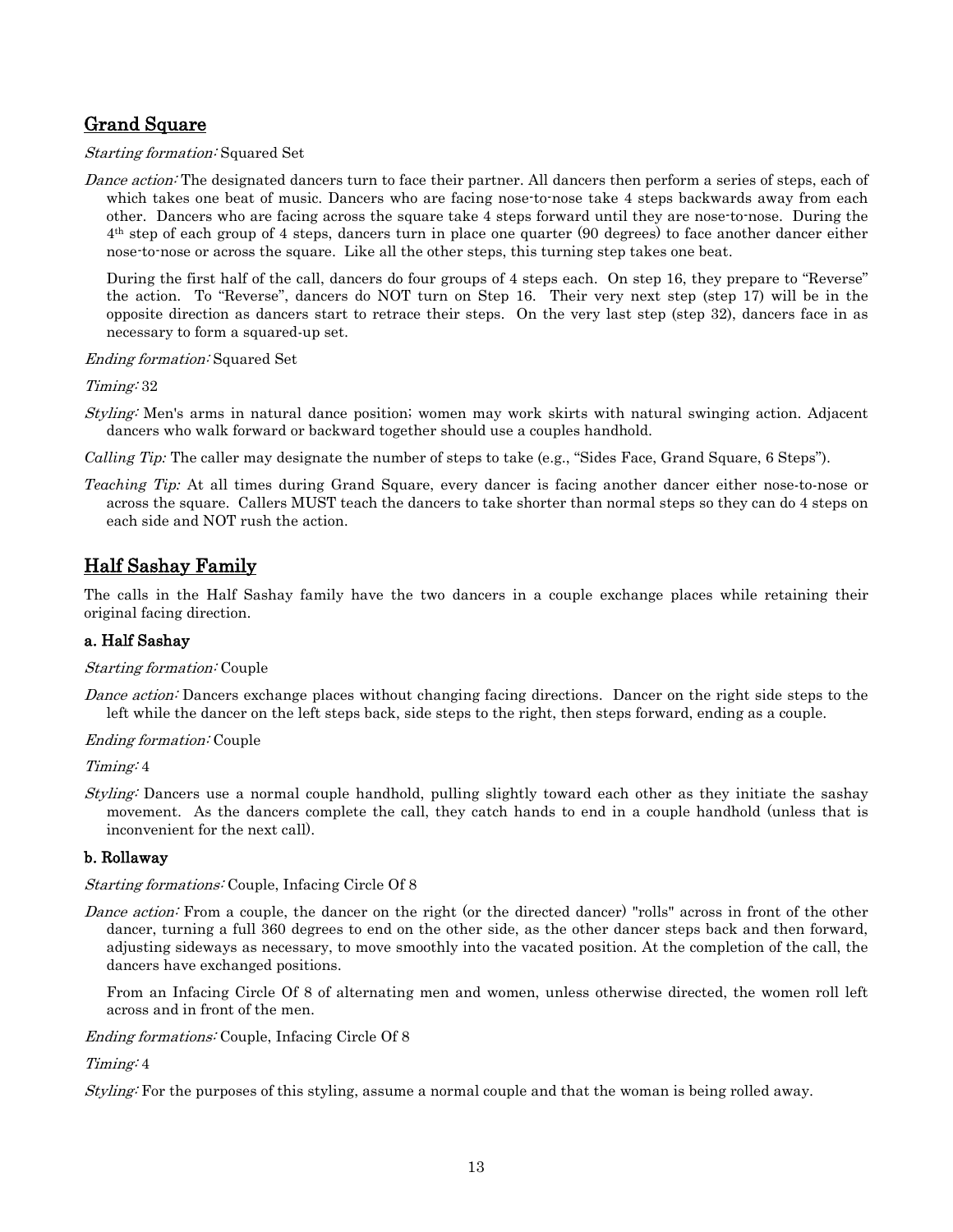## Grand Square

*Starting formation:* Squared Set

*Dance action:* The designated dancers turn to face their partner. All dancers then perform a series of steps, each of which takes one beat of music. Dancers who are facing nose-to-nose take 4 steps backwards away from each other. Dancers who are facing across the square take 4 steps forward until they are nose-to-nose. During the 4th step of each group of 4 steps, dancers turn in place one quarter (90 degrees) to face another dancer either nose-to-nose or across the square. Like all the other steps, this turning step takes one beat.

During the first half of the call, dancers do four groups of 4 steps each. On step 16, they prepare to "Reverse" the action. To "Reverse", dancers do NOT turn on Step 16. Their very next step (step 17) will be in the opposite direction as dancers start to retrace their steps. On the very last step (step 32), dancers face in as necessary to form a squared-up set.

*Ending formation:* Squared Set

*Timing:* 32

*Styling:* Men's arms in natural dance position; women may work skirts with natural swinging action. Adjacent dancers who walk forward or backward together should use a couples handhold.

*Calling Tip:* The caller may designate the number of steps to take (e.g., "Sides Face, Grand Square, 6 Steps").

*Teaching Tip:* At all times during Grand Square, every dancer is facing another dancer either nose-to-nose or across the square. Callers MUST teach the dancers to take shorter than normal steps so they can do 4 steps on each side and NOT rush the action.

## Half Sashay Family

The calls in the Half Sashay family have the two dancers in a couple exchange places while retaining their original facing direction.

### a. Half Sashay

*Starting formation:* Couple

*Dance action:* Dancers exchange places without changing facing directions. Dancer on the right side steps to the left while the dancer on the left steps back, side steps to the right, then steps forward, ending as a couple.

*Ending formation:* Couple

*Timing:* 4

*Styling:* Dancers use a normal couple handhold, pulling slightly toward each other as they initiate the sashay movement. As the dancers complete the call, they catch hands to end in a couple handhold (unless that is inconvenient for the next call).

### b. Rollaway

*Starting formations:* Couple, Infacing Circle Of 8

*Dance action:* From a couple, the dancer on the right (or the directed dancer) "rolls" across in front of the other dancer, turning a full 360 degrees to end on the other side, as the other dancer steps back and then forward, adjusting sideways as necessary, to move smoothly into the vacated position. At the completion of the call, the dancers have exchanged positions.

From an Infacing Circle Of 8 of alternating men and women, unless otherwise directed, the women roll left across and in front of the men.

*Ending formations:* Couple, Infacing Circle Of 8

*Timing:* 4

*Styling:* For the purposes of this styling, assume a normal couple and that the woman is being rolled away.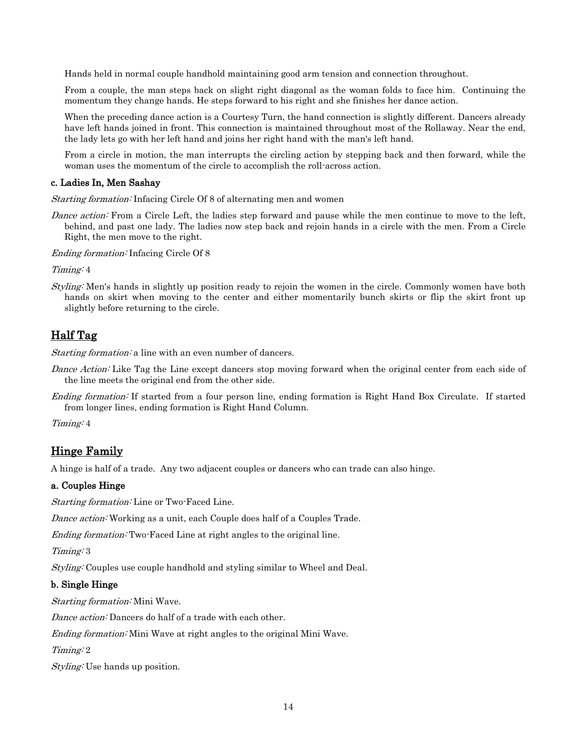Hands held in normal couple handhold maintaining good arm tension and connection throughout.

From a couple, the man steps back on slight right diagonal as the woman folds to face him. Continuing the momentum they change hands. He steps forward to his right and she finishes her dance action.

When the preceding dance action is a Courtesy Turn, the hand connection is slightly different. Dancers already have left hands joined in front. This connection is maintained throughout most of the Rollaway. Near the end, the lady lets go with her left hand and joins her right hand with the man's left hand.

From a circle in motion, the man interrupts the circling action by stepping back and then forward, while the woman uses the momentum of the circle to accomplish the roll-across action.

### c. Ladies In, Men Sashay

*Starting formation:* Infacing Circle Of 8 of alternating men and women

*Dance action:* From a Circle Left, the ladies step forward and pause while the men continue to move to the left, behind, and past one lady. The ladies now step back and rejoin hands in a circle with the men. From a Circle Right, the men move to the right.

*Ending formation:* Infacing Circle Of 8

*Timing:* 4

*Styling:* Men's hands in slightly up position ready to rejoin the women in the circle. Commonly women have both hands on skirt when moving to the center and either momentarily bunch skirts or flip the skirt front up slightly before returning to the circle.

## Half Tag

*Starting formation:* a line with an even number of dancers.

*Dance Action:* Like Tag the Line except dancers stop moving forward when the original center from each side of the line meets the original end from the other side.

*Ending formation:* If started from a four person line, ending formation is Right Hand Box Circulate. If started from longer lines, ending formation is Right Hand Column.

*Timing:* 4

## Hinge Family

A hinge is half of a trade. Any two adjacent couples or dancers who can trade can also hinge.

### a. Couples Hinge

*Starting formation:* Line or Two-Faced Line.

*Dance action:* Working as a unit, each Couple does half of a Couples Trade.

*Ending formation:* Two-Faced Line at right angles to the original line.

*Timing:* 3

*Styling:* Couples use couple handhold and styling similar to Wheel and Deal.

### b. Single Hinge

*Starting formation:* Mini Wave.

*Dance action:* Dancers do half of a trade with each other.

*Ending formation:* Mini Wave at right angles to the original Mini Wave.

*Timing:* 2

*Styling:* Use hands up position.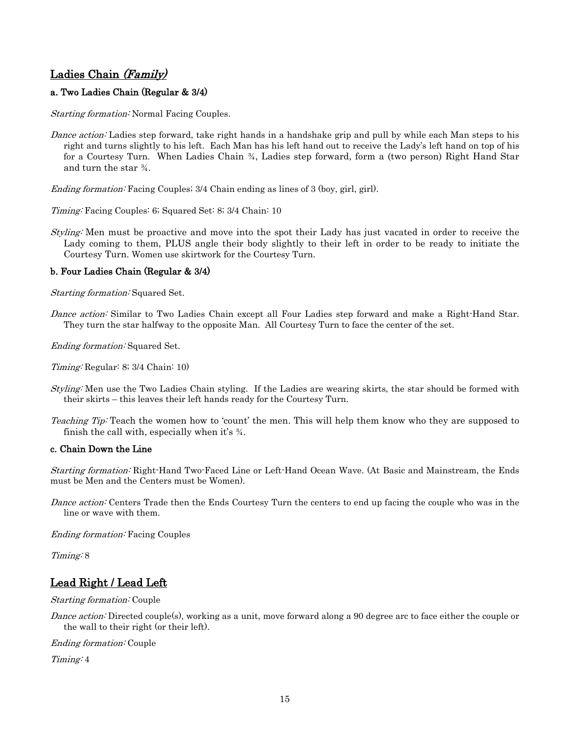## Ladies Chain *(Family)*

### a. Two Ladies Chain (Regular & 3/4)

*Starting formation:* Normal Facing Couples.

*Dance action:* Ladies step forward, take right hands in a handshake grip and pull by while each Man steps to his right and turns slightly to his left. Each Man has his left hand out to receive the Lady's left hand on top of his for a Courtesy Turn. When Ladies Chain ¾, Ladies step forward, form a (two person) Right Hand Star and turn the star ¾.

*Ending formation:* Facing Couples; 3/4 Chain ending as lines of 3 (boy, girl, girl).

*Timing:* Facing Couples: 6; Squared Set: 8; 3/4 Chain: 10

*Styling:* Men must be proactive and move into the spot their Lady has just vacated in order to receive the Lady coming to them, PLUS angle their body slightly to their left in order to be ready to initiate the Courtesy Turn. Women use skirtwork for the Courtesy Turn.

### b. Four Ladies Chain (Regular & 3/4)

*Starting formation:* Squared Set.

*Dance action:* Similar to Two Ladies Chain except all Four Ladies step forward and make a Right-Hand Star. They turn the star halfway to the opposite Man. All Courtesy Turn to face the center of the set.

*Ending formation:* Squared Set.

*Timing:* Regular: 8; 3/4 Chain: 10)

*Styling:* Men use the Two Ladies Chain styling. If the Ladies are wearing skirts, the star should be formed with their skirts – this leaves their left hands ready for the Courtesy Turn.

*Teaching Tip:* Teach the women how to 'count' the men. This will help them know who they are supposed to finish the call with, especially when it's ¾.

### c. Chain Down the Line

*Starting formation:* Right-Hand Two-Faced Line or Left-Hand Ocean Wave. (At Basic and Mainstream, the Ends must be Men and the Centers must be Women).

*Dance action:* Centers Trade then the Ends Courtesy Turn the centers to end up facing the couple who was in the line or wave with them.

*Ending formation:* Facing Couples

*Timing:* 8

## Lead Right / Lead Left

*Starting formation:* Couple

*Dance action:* Directed couple(s), working as a unit, move forward along a 90 degree arc to face either the couple or the wall to their right (or their left).

*Ending formation:* Couple

*Timing:* 4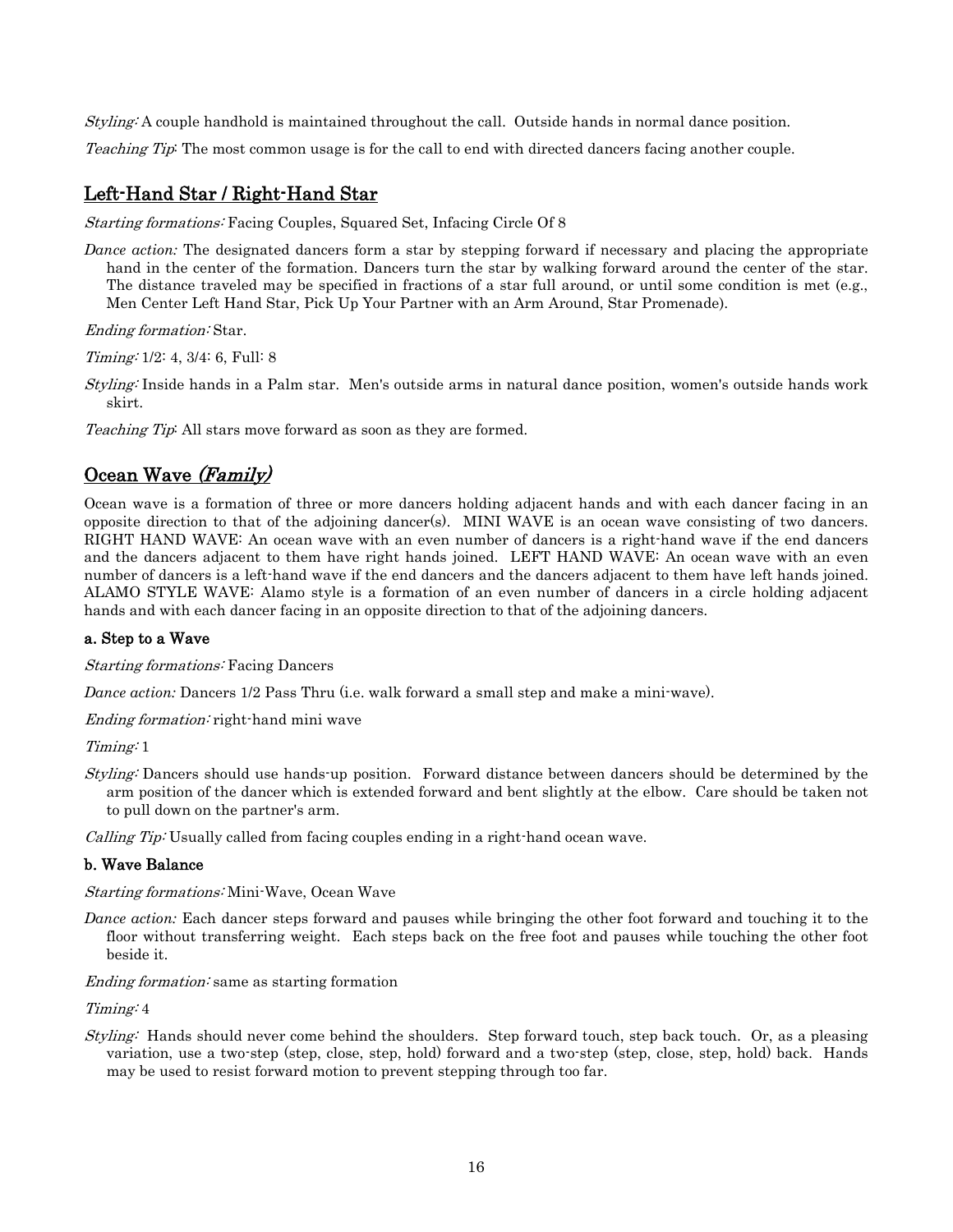*Styling:* A couple handhold is maintained throughout the call. Outside hands in normal dance position.

*Teaching Tip*: The most common usage is for the call to end with directed dancers facing another couple.

## Left-Hand Star / Right-Hand Star

*Starting formations:* Facing Couples, Squared Set, Infacing Circle Of 8

*Dance action:* The designated dancers form a star by stepping forward if necessary and placing the appropriate hand in the center of the formation. Dancers turn the star by walking forward around the center of the star. The distance traveled may be specified in fractions of a star full around, or until some condition is met (e.g., Men Center Left Hand Star, Pick Up Your Partner with an Arm Around, Star Promenade).

*Ending formation:* Star.

*Timing:* 1/2: 4, 3/4: 6, Full: 8

*Styling:* Inside hands in a Palm star. Men's outside arms in natural dance position, women's outside hands work skirt.

*Teaching Tip*: All stars move forward as soon as they are formed.

## Ocean Wave *(Family)*

Ocean wave is a formation of three or more dancers holding adjacent hands and with each dancer facing in an opposite direction to that of the adjoining dancer(s). MINI WAVE is an ocean wave consisting of two dancers. RIGHT HAND WAVE: An ocean wave with an even number of dancers is a right-hand wave if the end dancers and the dancers adjacent to them have right hands joined. LEFT HAND WAVE: An ocean wave with an even number of dancers is a left-hand wave if the end dancers and the dancers adjacent to them have left hands joined. ALAMO STYLE WAVE: Alamo style is a formation of an even number of dancers in a circle holding adjacent hands and with each dancer facing in an opposite direction to that of the adjoining dancers.

### a. Step to a Wave

*Starting formations:* Facing Dancers

*Dance action:* Dancers 1/2 Pass Thru (i.e. walk forward a small step and make a mini-wave).

*Ending formation:* right-hand mini wave

*Timing:* 1

*Styling:* Dancers should use hands-up position. Forward distance between dancers should be determined by the arm position of the dancer which is extended forward and bent slightly at the elbow. Care should be taken not to pull down on the partner's arm.

*Calling Tip:* Usually called from facing couples ending in a right-hand ocean wave.

### b. Wave Balance

*Starting formations:* Mini-Wave, Ocean Wave

*Dance action:* Each dancer steps forward and pauses while bringing the other foot forward and touching it to the floor without transferring weight. Each steps back on the free foot and pauses while touching the other foot beside it.

*Ending formation:* same as starting formation

*Timing:* 4

*Styling:* Hands should never come behind the shoulders. Step forward touch, step back touch. Or, as a pleasing variation, use a two-step (step, close, step, hold) forward and a two-step (step, close, step, hold) back. Hands may be used to resist forward motion to prevent stepping through too far.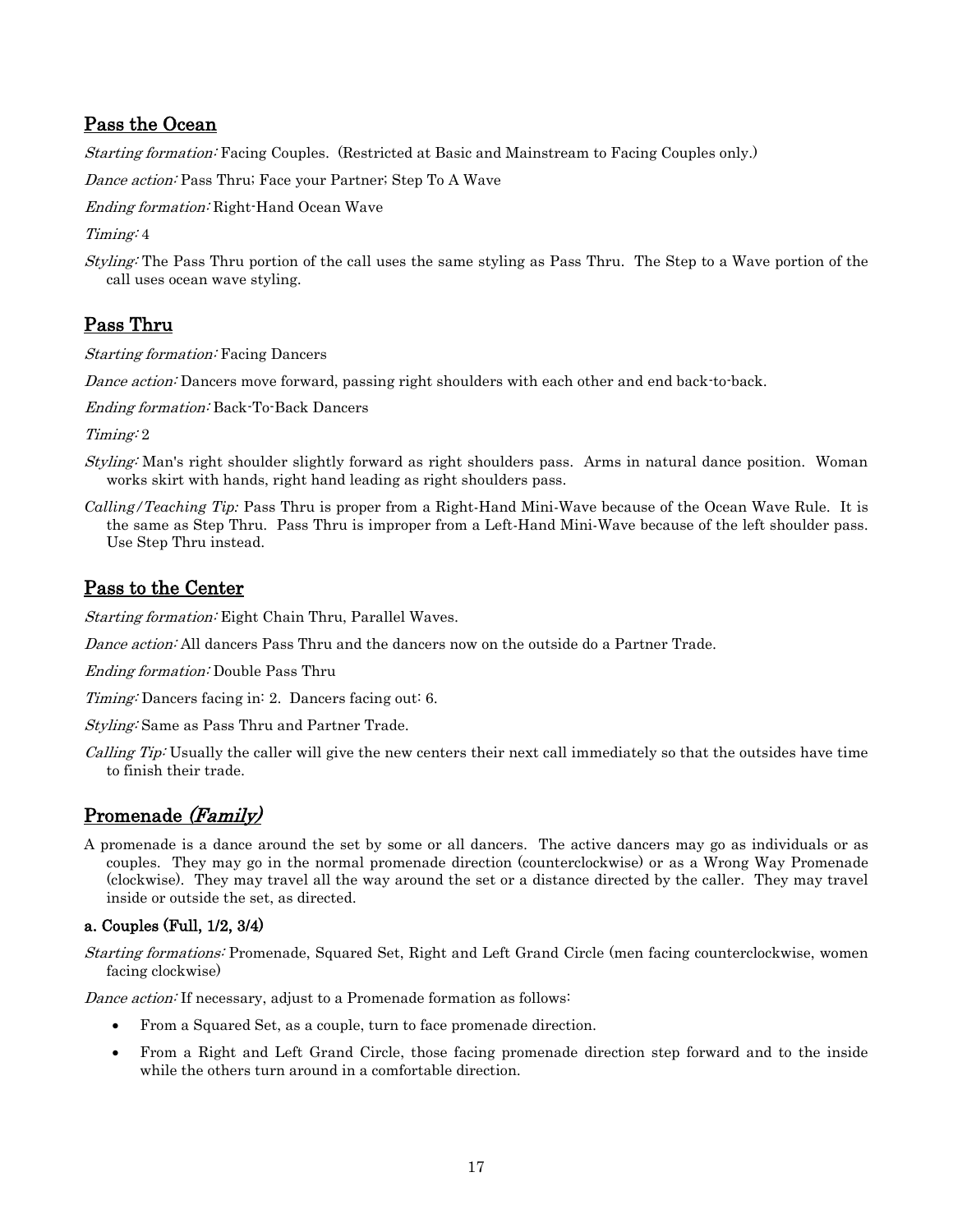## Pass the Ocean

*Starting formation:* Facing Couples. (Restricted at Basic and Mainstream to Facing Couples only.)

*Dance action:* Pass Thru; Face your Partner; Step To A Wave

*Ending formation:* Right-Hand Ocean Wave

*Timing:* 4

*Styling:* The Pass Thru portion of the call uses the same styling as Pass Thru. The Step to a Wave portion of the call uses ocean wave styling.

## Pass Thru

*Starting formation:* Facing Dancers

*Dance action:* Dancers move forward, passing right shoulders with each other and end back-to-back.

*Ending formation:* Back-To-Back Dancers

*Timing:* 2

*Styling:* Man's right shoulder slightly forward as right shoulders pass. Arms in natural dance position. Woman works skirt with hands, right hand leading as right shoulders pass.

*Calling/Teaching Tip:* Pass Thru is proper from a Right-Hand Mini-Wave because of the Ocean Wave Rule. It is the same as Step Thru. Pass Thru is improper from a Left-Hand Mini-Wave because of the left shoulder pass. Use Step Thru instead.

## Pass to the Center

*Starting formation:* Eight Chain Thru, Parallel Waves.

*Dance action:* All dancers Pass Thru and the dancers now on the outside do a Partner Trade.

*Ending formation:* Double Pass Thru

*Timing:* Dancers facing in: 2. Dancers facing out: 6.

*Styling:* Same as Pass Thru and Partner Trade.

*Calling Tip:* Usually the caller will give the new centers their next call immediately so that the outsides have time to finish their trade.

## Promenade *(Family)*

A promenade is a dance around the set by some or all dancers. The active dancers may go as individuals or as couples. They may go in the normal promenade direction (counterclockwise) or as a Wrong Way Promenade (clockwise). They may travel all the way around the set or a distance directed by the caller. They may travel inside or outside the set, as directed.

### a. Couples (Full, 1/2, 3/4)

*Starting formations:* Promenade, Squared Set, Right and Left Grand Circle (men facing counterclockwise, women facing clockwise)

*Dance action:* If necessary, adjust to a Promenade formation as follows:

- From a Squared Set, as a couple, turn to face promenade direction.
- From a Right and Left Grand Circle, those facing promenade direction step forward and to the inside while the others turn around in a comfortable direction.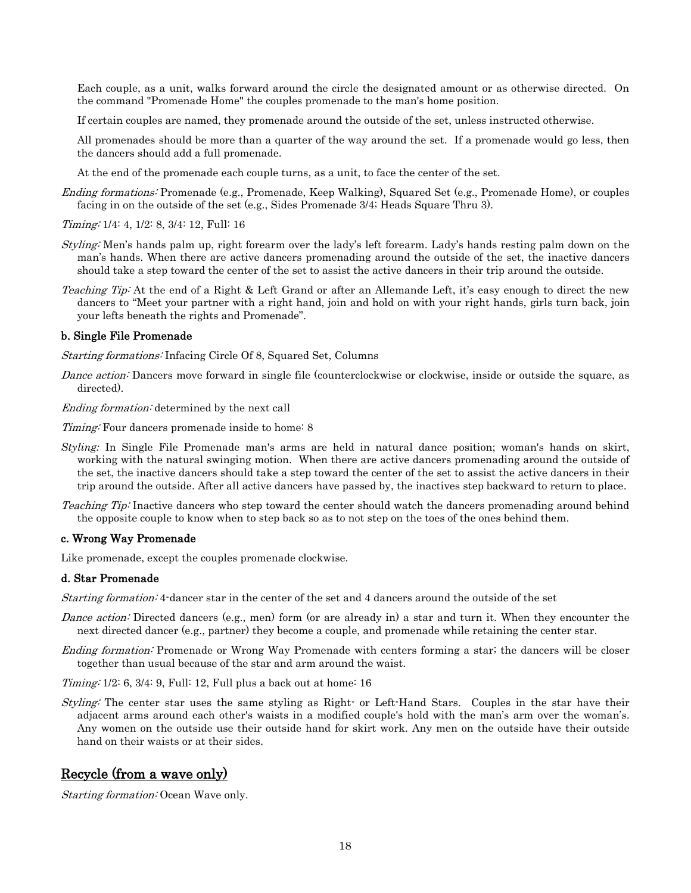Each couple, as a unit, walks forward around the circle the designated amount or as otherwise directed. On the command "Promenade Home" the couples promenade to the man's home position.

If certain couples are named, they promenade around the outside of the set, unless instructed otherwise.

All promenades should be more than a quarter of the way around the set. If a promenade would go less, then the dancers should add a full promenade.

At the end of the promenade each couple turns, as a unit, to face the center of the set.

*Ending formations:* Promenade (e.g., Promenade, Keep Walking), Squared Set (e.g., Promenade Home), or couples facing in on the outside of the set (e.g., Sides Promenade 3/4; Heads Square Thru 3).

*Timing:* 1/4: 4, 1/2: 8, 3/4: 12, Full: 16

*Styling:* Men's hands palm up, right forearm over the lady's left forearm. Lady's hands resting palm down on the man's hands. When there are active dancers promenading around the outside of the set, the inactive dancers should take a step toward the center of the set to assist the active dancers in their trip around the outside.

*Teaching Tip:* At the end of a Right & Left Grand or after an Allemande Left, it's easy enough to direct the new dancers to "Meet your partner with a right hand, join and hold on with your right hands, girls turn back, join your lefts beneath the rights and Promenade".

### b. Single File Promenade

*Starting formations:* Infacing Circle Of 8, Squared Set, Columns

*Dance action:* Dancers move forward in single file (counterclockwise or clockwise, inside or outside the square, as directed).

*Ending formation:* determined by the next call

*Timing:* Four dancers promenade inside to home: 8

*Styling:* In Single File Promenade man's arms are held in natural dance position; woman's hands on skirt, working with the natural swinging motion. When there are active dancers promenading around the outside of the set, the inactive dancers should take a step toward the center of the set to assist the active dancers in their trip around the outside. After all active dancers have passed by, the inactives step backward to return to place.

*Teaching Tip:* Inactive dancers who step toward the center should watch the dancers promenading around behind the opposite couple to know when to step back so as to not step on the toes of the ones behind them.

### c. Wrong Way Promenade

Like promenade, except the couples promenade clockwise.

### d. Star Promenade

*Starting formation:* 4-dancer star in the center of the set and 4 dancers around the outside of the set

*Dance action:* Directed dancers (e.g., men) form (or are already in) a star and turn it. When they encounter the next directed dancer (e.g., partner) they become a couple, and promenade while retaining the center star.

*Ending formation:* Promenade or Wrong Way Promenade with centers forming a star; the dancers will be closer together than usual because of the star and arm around the waist.

*Timing:* 1/2: 6, 3/4: 9, Full: 12, Full plus a back out at home: 16

*Styling:* The center star uses the same styling as Right- or Left-Hand Stars. Couples in the star have their adjacent arms around each other's waists in a modified couple's hold with the man's arm over the woman's. Any women on the outside use their outside hand for skirt work. Any men on the outside have their outside hand on their waists or at their sides.

## Recycle (from a wave only)

*Starting formation:* Ocean Wave only.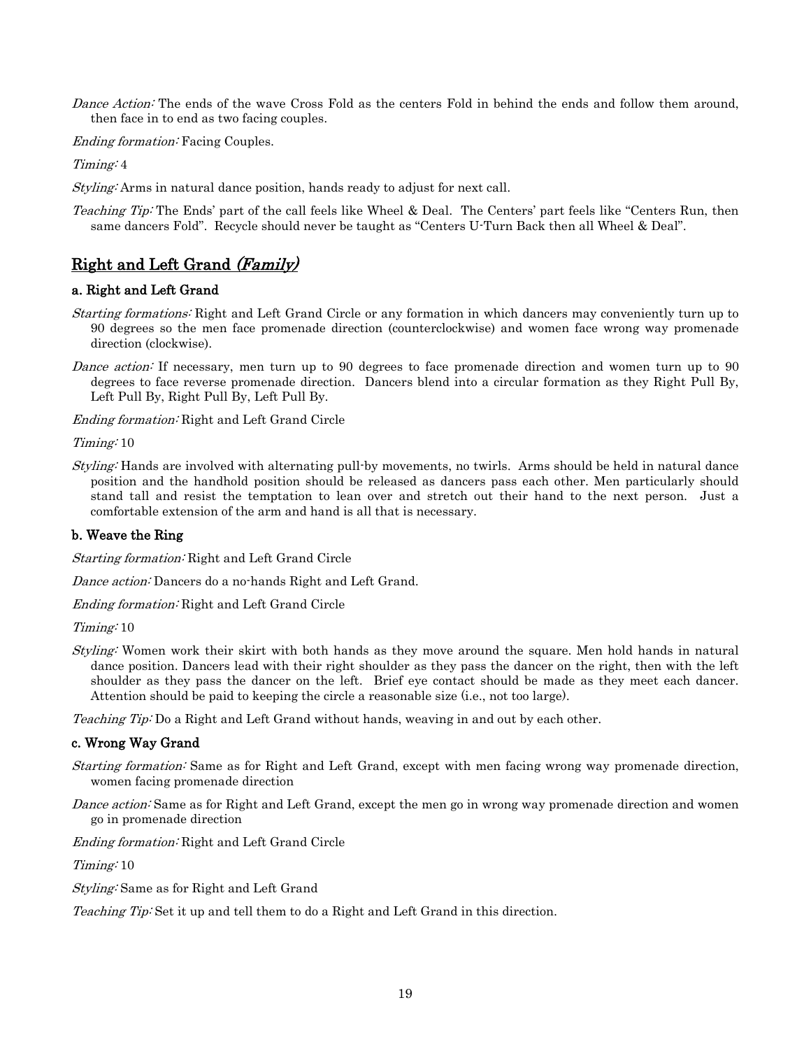*Dance Action:* The ends of the wave Cross Fold as the centers Fold in behind the ends and follow them around, then face in to end as two facing couples.

*Ending formation:* Facing Couples.

*Timing:* 4

*Styling:* Arms in natural dance position, hands ready to adjust for next call.

*Teaching Tip:* The Ends' part of the call feels like Wheel & Deal. The Centers' part feels like "Centers Run, then same dancers Fold". Recycle should never be taught as "Centers U-Turn Back then all Wheel & Deal".

## Right and Left Grand *(Family)*

### a. Right and Left Grand

*Starting formations:* Right and Left Grand Circle or any formation in which dancers may conveniently turn up to 90 degrees so the men face promenade direction (counterclockwise) and women face wrong way promenade direction (clockwise).

*Dance action:* If necessary, men turn up to 90 degrees to face promenade direction and women turn up to 90 degrees to face reverse promenade direction. Dancers blend into a circular formation as they Right Pull By, Left Pull By, Right Pull By, Left Pull By.

*Ending formation:* Right and Left Grand Circle

*Timing:* 10

*Styling:* Hands are involved with alternating pull-by movements, no twirls. Arms should be held in natural dance position and the handhold position should be released as dancers pass each other. Men particularly should stand tall and resist the temptation to lean over and stretch out their hand to the next person. Just a comfortable extension of the arm and hand is all that is necessary.

### b. Weave the Ring

*Starting formation:* Right and Left Grand Circle

*Dance action:* Dancers do a no-hands Right and Left Grand.

*Ending formation:* Right and Left Grand Circle

*Timing:* 10

*Styling:* Women work their skirt with both hands as they move around the square. Men hold hands in natural dance position. Dancers lead with their right shoulder as they pass the dancer on the right, then with the left shoulder as they pass the dancer on the left. Brief eye contact should be made as they meet each dancer. Attention should be paid to keeping the circle a reasonable size (i.e., not too large).

*Teaching Tip:* Do a Right and Left Grand without hands, weaving in and out by each other.

### c. Wrong Way Grand

*Starting formation:* Same as for Right and Left Grand, except with men facing wrong way promenade direction, women facing promenade direction

*Dance action:* Same as for Right and Left Grand, except the men go in wrong way promenade direction and women go in promenade direction

*Ending formation:* Right and Left Grand Circle

*Timing:* 10

*Styling:* Same as for Right and Left Grand

*Teaching Tip:* Set it up and tell them to do a Right and Left Grand in this direction.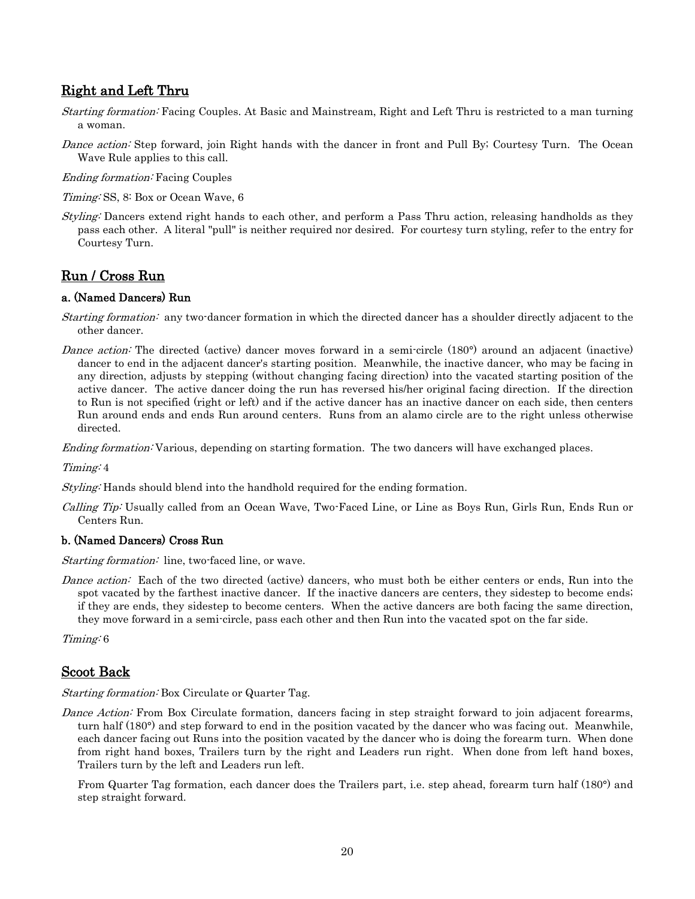## Right and Left Thru

*Starting formation:* Facing Couples. At Basic and Mainstream, Right and Left Thru is restricted to a man turning a woman.

*Dance action:* Step forward, join Right hands with the dancer in front and Pull By; Courtesy Turn. The Ocean Wave Rule applies to this call.

*Ending formation:* Facing Couples

*Timing:* SS, 8: Box or Ocean Wave, 6

*Styling:* Dancers extend right hands to each other, and perform a Pass Thru action, releasing handholds as they pass each other. A literal "pull" is neither required nor desired. For courtesy turn styling, refer to the entry for Courtesy Turn.

## Run / Cross Run

### a. (Named Dancers) Run

*Starting formation:* any two-dancer formation in which the directed dancer has a shoulder directly adjacent to the other dancer.

*Dance action:* The directed (active) dancer moves forward in a semi-circle (180°) around an adjacent (inactive) dancer to end in the adjacent dancer's starting position. Meanwhile, the inactive dancer, who may be facing in any direction, adjusts by stepping (without changing facing direction) into the vacated starting position of the active dancer. The active dancer doing the run has reversed his/her original facing direction. If the direction to Run is not specified (right or left) and if the active dancer has an inactive dancer on each side, then centers Run around ends and ends Run around centers. Runs from an alamo circle are to the right unless otherwise directed.

*Ending formation:* Various, depending on starting formation. The two dancers will have exchanged places.

*Timing:* 4

*Styling:* Hands should blend into the handhold required for the ending formation.

*Calling Tip:* Usually called from an Ocean Wave, Two-Faced Line, or Line as Boys Run, Girls Run, Ends Run or Centers Run.

### b. (Named Dancers) Cross Run

*Starting formation:* line, two-faced line, or wave.

*Dance action:* Each of the two directed (active) dancers, who must both be either centers or ends, Run into the spot vacated by the farthest inactive dancer. If the inactive dancers are centers, they sidestep to become ends; if they are ends, they sidestep to become centers. When the active dancers are both facing the same direction, they move forward in a semi-circle, pass each other and then Run into the vacated spot on the far side.

*Timing:* 6

## Scoot Back

*Starting formation:* Box Circulate or Quarter Tag.

*Dance Action:* From Box Circulate formation, dancers facing in step straight forward to join adjacent forearms, turn half (180°) and step forward to end in the position vacated by the dancer who was facing out. Meanwhile, each dancer facing out Runs into the position vacated by the dancer who is doing the forearm turn. When done from right hand boxes, Trailers turn by the right and Leaders run right. When done from left hand boxes, Trailers turn by the left and Leaders run left.

From Quarter Tag formation, each dancer does the Trailers part, i.e. step ahead, forearm turn half (180°) and step straight forward.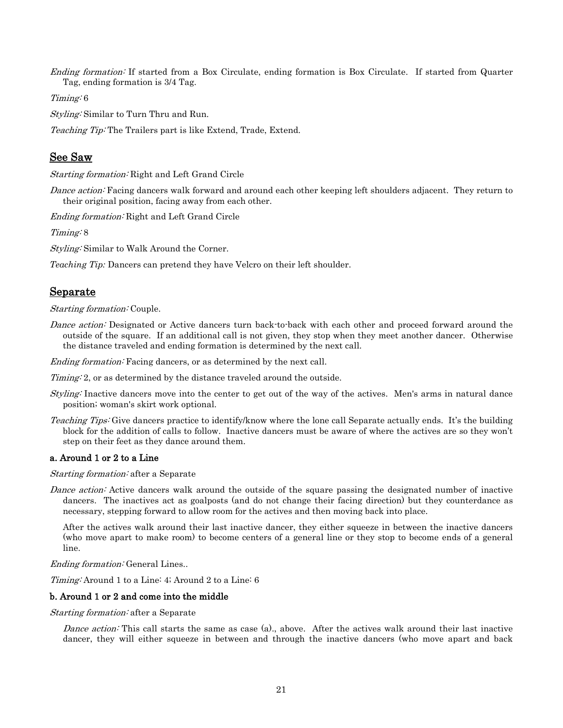*Ending formation:* If started from a Box Circulate, ending formation is Box Circulate. If started from Quarter Tag, ending formation is 3/4 Tag.

*Timing:* 6

*Styling:* Similar to Turn Thru and Run.

*Teaching Tip:* The Trailers part is like Extend, Trade, Extend.

## See Saw

*Starting formation:* Right and Left Grand Circle

*Dance action:* Facing dancers walk forward and around each other keeping left shoulders adjacent. They return to their original position, facing away from each other.

*Ending formation:* Right and Left Grand Circle

*Timing:* 8

*Styling:* Similar to Walk Around the Corner.

*Teaching Tip:* Dancers can pretend they have Velcro on their left shoulder.

## Separate

*Starting formation:* Couple.

*Dance action:* Designated or Active dancers turn back-to-back with each other and proceed forward around the outside of the square. If an additional call is not given, they stop when they meet another dancer. Otherwise the distance traveled and ending formation is determined by the next call.

*Ending formation:* Facing dancers, or as determined by the next call.

*Timing:* 2, or as determined by the distance traveled around the outside.

*Styling:* Inactive dancers move into the center to get out of the way of the actives. Men's arms in natural dance position; woman's skirt work optional.

*Teaching Tips:* Give dancers practice to identify/know where the lone call Separate actually ends. It's the building block for the addition of calls to follow. Inactive dancers must be aware of where the actives are so they won't step on their feet as they dance around them.

### a. Around 1 or 2 to a Line

*Starting formation:* after a Separate

*Dance action:* Active dancers walk around the outside of the square passing the designated number of inactive dancers. The inactives act as goalposts (and do not change their facing direction) but they counterdance as necessary, stepping forward to allow room for the actives and then moving back into place.

After the actives walk around their last inactive dancer, they either squeeze in between the inactive dancers (who move apart to make room) to become centers of a general line or they stop to become ends of a general line.

*Ending formation:* General Lines..

*Timing:* Around 1 to a Line: 4; Around 2 to a Line: 6

### b. Around 1 or 2 and come into the middle

*Starting formation:* after a Separate

*Dance action:* This call starts the same as case (a)., above. After the actives walk around their last inactive dancer, they will either squeeze in between and through the inactive dancers (who move apart and back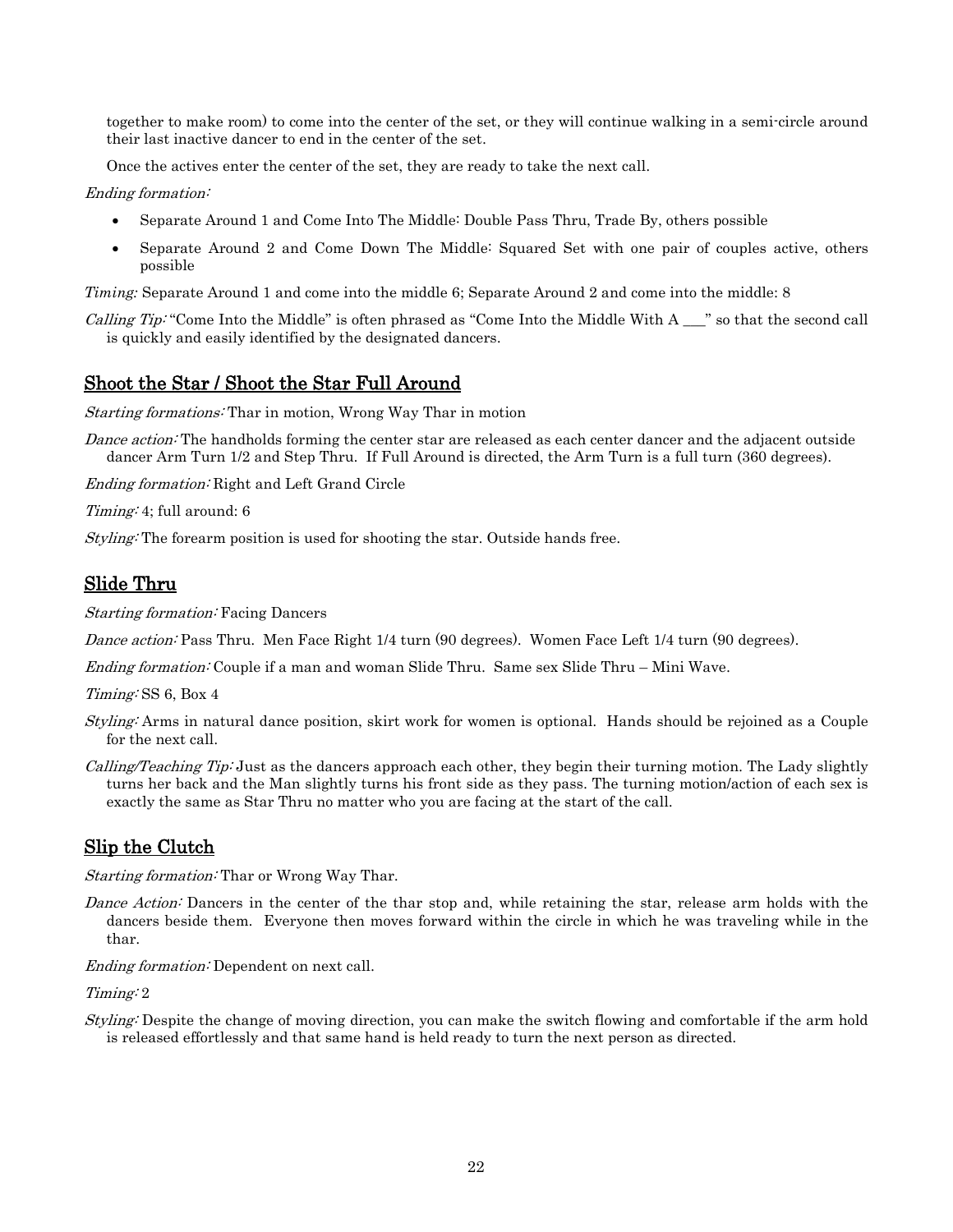together to make room) to come into the center of the set, or they will continue walking in a semi-circle around their last inactive dancer to end in the center of the set.

Once the actives enter the center of the set, they are ready to take the next call.

*Ending formation:*

- Separate Around 1 and Come Into The Middle: Double Pass Thru, Trade By, others possible
- Separate Around 2 and Come Down The Middle: Squared Set with one pair of couples active, others possible

*Timing:* Separate Around 1 and come into the middle 6; Separate Around 2 and come into the middle: 8

*Calling Tip:* "Come Into the Middle" is often phrased as "Come Into the Middle With A ___" so that the second call is quickly and easily identified by the designated dancers.

## Shoot the Star / Shoot the Star Full Around

*Starting formations:* Thar in motion, Wrong Way Thar in motion

*Dance action:* The handholds forming the center star are released as each center dancer and the adjacent outside dancer Arm Turn 1/2 and Step Thru. If Full Around is directed, the Arm Turn is a full turn (360 degrees).

*Ending formation:* Right and Left Grand Circle

*Timing:* 4; full around: 6

*Styling:* The forearm position is used for shooting the star. Outside hands free.

## Slide Thru

*Starting formation:* Facing Dancers

*Dance action:* Pass Thru. Men Face Right 1/4 turn (90 degrees). Women Face Left 1/4 turn (90 degrees).

*Ending formation:* Couple if a man and woman Slide Thru. Same sex Slide Thru – Mini Wave.

*Timing:* SS 6, Box 4

*Styling:* Arms in natural dance position, skirt work for women is optional. Hands should be rejoined as a Couple for the next call.

*Calling/Teaching Tip:* Just as the dancers approach each other, they begin their turning motion. The Lady slightly turns her back and the Man slightly turns his front side as they pass. The turning motion/action of each sex is exactly the same as Star Thru no matter who you are facing at the start of the call.

## Slip the Clutch

*Starting formation:* Thar or Wrong Way Thar.

*Dance Action:* Dancers in the center of the thar stop and, while retaining the star, release arm holds with the dancers beside them. Everyone then moves forward within the circle in which he was traveling while in the thar.

*Ending formation:* Dependent on next call.

*Timing:* 2

*Styling:* Despite the change of moving direction, you can make the switch flowing and comfortable if the arm hold is released effortlessly and that same hand is held ready to turn the next person as directed.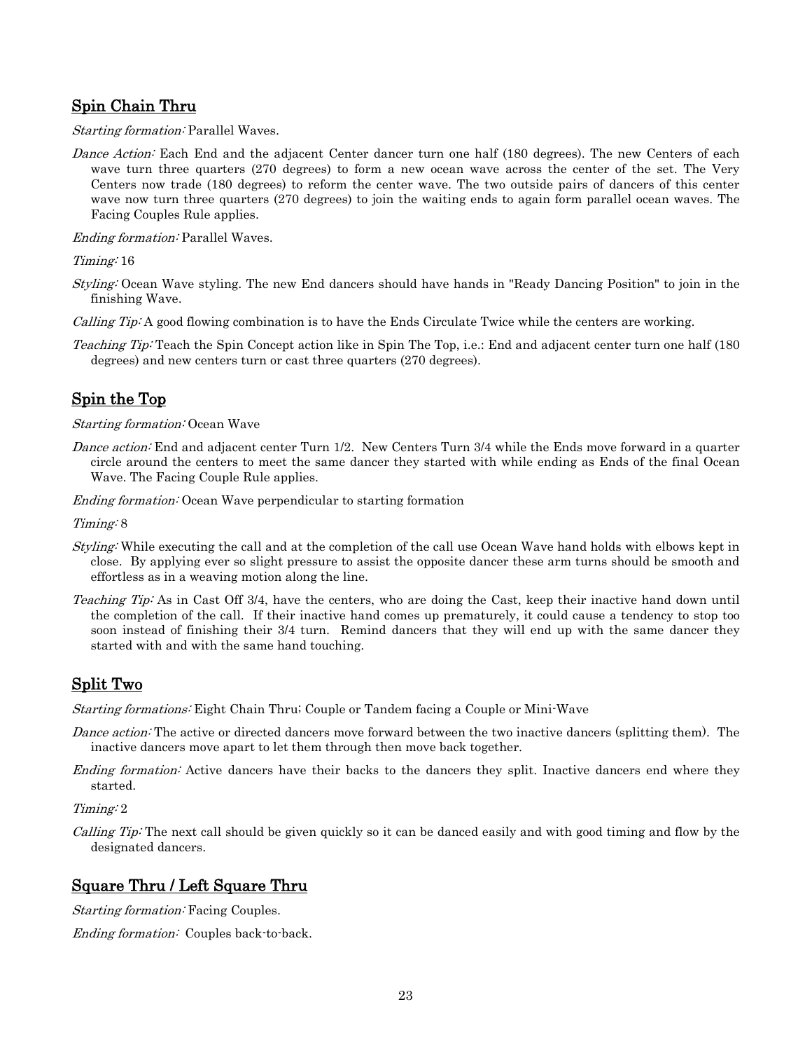## Spin Chain Thru

*Starting formation:* Parallel Waves.

*Dance Action:* Each End and the adjacent Center dancer turn one half (180 degrees). The new Centers of each wave turn three quarters (270 degrees) to form a new ocean wave across the center of the set. The Very Centers now trade (180 degrees) to reform the center wave. The two outside pairs of dancers of this center wave now turn three quarters (270 degrees) to join the waiting ends to again form parallel ocean waves. The Facing Couples Rule applies.

*Ending formation:* Parallel Waves.

*Timing:* 16

*Styling:* Ocean Wave styling. The new End dancers should have hands in "Ready Dancing Position" to join in the finishing Wave.

*Calling Tip:* A good flowing combination is to have the Ends Circulate Twice while the centers are working.

*Teaching Tip:* Teach the Spin Concept action like in Spin The Top, i.e.: End and adjacent center turn one half (180 degrees) and new centers turn or cast three quarters (270 degrees).

## Spin the Top

*Starting formation:* Ocean Wave

*Dance action:* End and adjacent center Turn 1/2. New Centers Turn 3/4 while the Ends move forward in a quarter circle around the centers to meet the same dancer they started with while ending as Ends of the final Ocean Wave. The Facing Couple Rule applies.

*Ending formation:* Ocean Wave perpendicular to starting formation

*Timing:* 8

*Styling:* While executing the call and at the completion of the call use Ocean Wave hand holds with elbows kept in close. By applying ever so slight pressure to assist the opposite dancer these arm turns should be smooth and effortless as in a weaving motion along the line.

*Teaching Tip:* As in Cast Off 3/4, have the centers, who are doing the Cast, keep their inactive hand down until the completion of the call. If their inactive hand comes up prematurely, it could cause a tendency to stop too soon instead of finishing their 3/4 turn. Remind dancers that they will end up with the same dancer they started with and with the same hand touching.

## Split Two

*Starting formations:* Eight Chain Thru; Couple or Tandem facing a Couple or Mini-Wave

*Dance action:* The active or directed dancers move forward between the two inactive dancers (splitting them). The inactive dancers move apart to let them through then move back together.

*Ending formation:* Active dancers have their backs to the dancers they split. Inactive dancers end where they started.

*Timing:* 2

*Calling Tip:* The next call should be given quickly so it can be danced easily and with good timing and flow by the designated dancers.

## Square Thru / Left Square Thru

*Starting formation:* Facing Couples.

*Ending formation:* Couples back-to-back.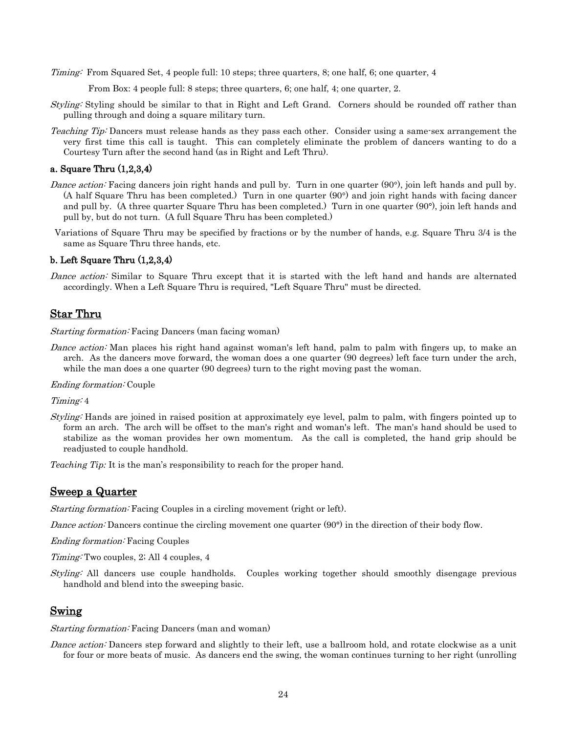*Timing:* From Squared Set, 4 people full: 10 steps; three quarters, 8; one half, 6; one quarter, 4

From Box: 4 people full: 8 steps; three quarters, 6; one half, 4; one quarter, 2.

*Styling:* Styling should be similar to that in Right and Left Grand. Corners should be rounded off rather than pulling through and doing a square military turn.

*Teaching Tip:* Dancers must release hands as they pass each other. Consider using a same-sex arrangement the very first time this call is taught. This can completely eliminate the problem of dancers wanting to do a Courtesy Turn after the second hand (as in Right and Left Thru).

#### a. Square Thru (1,2,3,4)

*Dance action:* Facing dancers join right hands and pull by. Turn in one quarter (90°), join left hands and pull by. (A half Square Thru has been completed.) Turn in one quarter (90°) and join right hands with facing dancer and pull by. (A three quarter Square Thru has been completed.) Turn in one quarter (90°), join left hands and pull by, but do not turn. (A full Square Thru has been completed.)

Variations of Square Thru may be specified by fractions or by the number of hands, e.g. Square Thru 3/4 is the same as Square Thru three hands, etc.

#### b. Left Square Thru (1,2,3,4)

*Dance action:* Similar to Square Thru except that it is started with the left hand and hands are alternated accordingly. When a Left Square Thru is required, "Left Square Thru" must be directed.

## Star Thru

*Starting formation:* Facing Dancers (man facing woman)

*Dance action:* Man places his right hand against woman's left hand, palm to palm with fingers up, to make an arch. As the dancers move forward, the woman does a one quarter (90 degrees) left face turn under the arch, while the man does a one quarter (90 degrees) turn to the right moving past the woman.

*Ending formation:* Couple

*Timing:* 4

*Styling:* Hands are joined in raised position at approximately eye level, palm to palm, with fingers pointed up to form an arch. The arch will be offset to the man's right and woman's left. The man's hand should be used to stabilize as the woman provides her own momentum. As the call is completed, the hand grip should be readjusted to couple handhold.

*Teaching Tip:* It is the man's responsibility to reach for the proper hand.

## Sweep a Quarter

*Starting formation:* Facing Couples in a circling movement (right or left).

*Dance action:* Dancers continue the circling movement one quarter (90°) in the direction of their body flow.

*Ending formation:* Facing Couples

*Timing:* Two couples, 2; All 4 couples, 4

*Styling:* All dancers use couple handholds. Couples working together should smoothly disengage previous handhold and blend into the sweeping basic.

## Swing

*Starting formation:* Facing Dancers (man and woman)

*Dance action:* Dancers step forward and slightly to their left, use a ballroom hold, and rotate clockwise as a unit for four or more beats of music. As dancers end the swing, the woman continues turning to her right (unrolling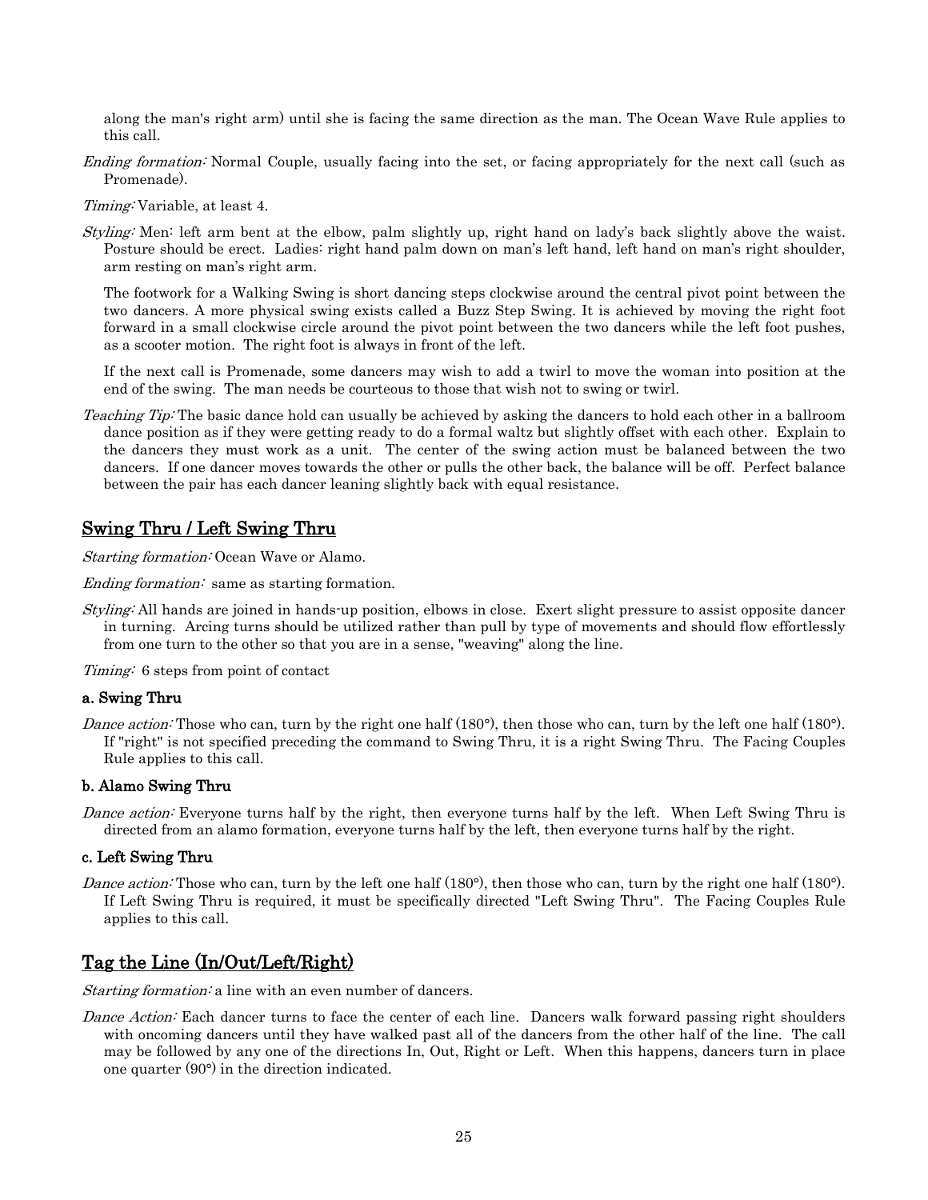along the man's right arm) until she is facing the same direction as the man. The Ocean Wave Rule applies to this call.

*Ending formation:* Normal Couple, usually facing into the set, or facing appropriately for the next call (such as Promenade).

*Timing:* Variable, at least 4.

*Styling:* Men: left arm bent at the elbow, palm slightly up, right hand on lady's back slightly above the waist. Posture should be erect. Ladies: right hand palm down on man's left hand, left hand on man's right shoulder, arm resting on man's right arm.

The footwork for a Walking Swing is short dancing steps clockwise around the central pivot point between the two dancers. A more physical swing exists called a Buzz Step Swing. It is achieved by moving the right foot forward in a small clockwise circle around the pivot point between the two dancers while the left foot pushes, as a scooter motion. The right foot is always in front of the left.

If the next call is Promenade, some dancers may wish to add a twirl to move the woman into position at the end of the swing. The man needs be courteous to those that wish not to swing or twirl.

*Teaching Tip:* The basic dance hold can usually be achieved by asking the dancers to hold each other in a ballroom dance position as if they were getting ready to do a formal waltz but slightly offset with each other. Explain to the dancers they must work as a unit. The center of the swing action must be balanced between the two dancers. If one dancer moves towards the other or pulls the other back, the balance will be off. Perfect balance between the pair has each dancer leaning slightly back with equal resistance.

## Swing Thru / Left Swing Thru

*Starting formation:* Ocean Wave or Alamo.

*Ending formation:* same as starting formation.

*Styling:* All hands are joined in hands-up position, elbows in close. Exert slight pressure to assist opposite dancer in turning. Arcing turns should be utilized rather than pull by type of movements and should flow effortlessly from one turn to the other so that you are in a sense, "weaving" along the line.

*Timing:* 6 steps from point of contact

### a. Swing Thru

*Dance action:* Those who can, turn by the right one half (180°), then those who can, turn by the left one half (180°). If "right" is not specified preceding the command to Swing Thru, it is a right Swing Thru. The Facing Couples Rule applies to this call.

### b. Alamo Swing Thru

*Dance action:* Everyone turns half by the right, then everyone turns half by the left. When Left Swing Thru is directed from an alamo formation, everyone turns half by the left, then everyone turns half by the right.

### c. Left Swing Thru

*Dance action:* Those who can, turn by the left one half (180°), then those who can, turn by the right one half (180°). If Left Swing Thru is required, it must be specifically directed "Left Swing Thru". The Facing Couples Rule applies to this call.

## Tag the Line (In/Out/Left/Right)

*Starting formation:* a line with an even number of dancers.

*Dance Action:* Each dancer turns to face the center of each line. Dancers walk forward passing right shoulders with oncoming dancers until they have walked past all of the dancers from the other half of the line. The call may be followed by any one of the directions In, Out, Right or Left. When this happens, dancers turn in place one quarter (90°) in the direction indicated.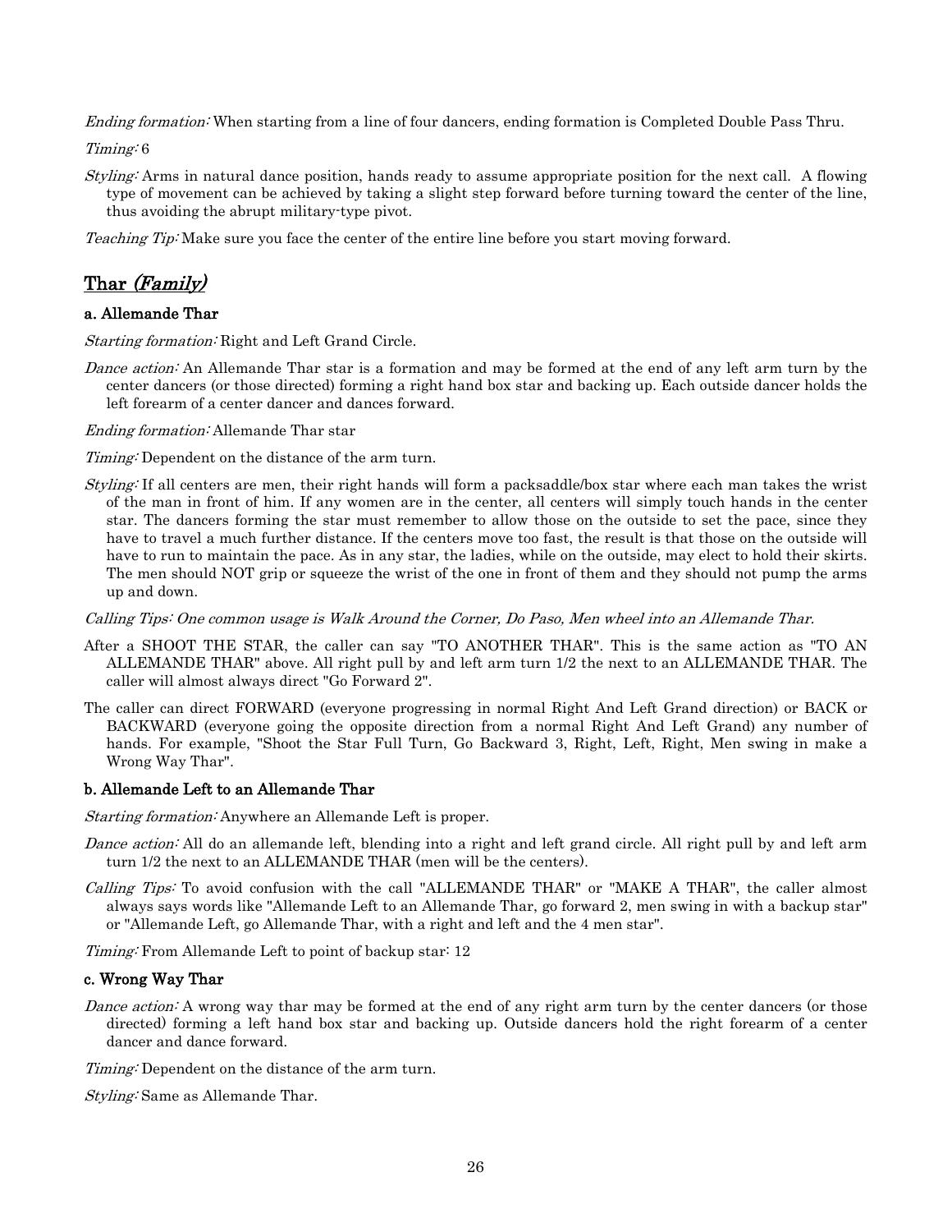*Ending formation:* When starting from a line of four dancers, ending formation is Completed Double Pass Thru.

*Timing:* 6

*Styling:* Arms in natural dance position, hands ready to assume appropriate position for the next call. A flowing type of movement can be achieved by taking a slight step forward before turning toward the center of the line, thus avoiding the abrupt military-type pivot.

*Teaching Tip:* Make sure you face the center of the entire line before you start moving forward.

## Thar *(Family)*

#### a. Allemande Thar

*Starting formation:* Right and Left Grand Circle.

*Dance action:* An Allemande Thar star is a formation and may be formed at the end of any left arm turn by the center dancers (or those directed) forming a right hand box star and backing up. Each outside dancer holds the left forearm of a center dancer and dances forward.

*Ending formation:* Allemande Thar star

*Timing:* Dependent on the distance of the arm turn.

*Styling:* If all centers are men, their right hands will form a packsaddle/box star where each man takes the wrist of the man in front of him. If any women are in the center, all centers will simply touch hands in the center star. The dancers forming the star must remember to allow those on the outside to set the pace, since they have to travel a much further distance. If the centers move too fast, the result is that those on the outside will have to run to maintain the pace. As in any star, the ladies, while on the outside, may elect to hold their skirts. The men should NOT grip or squeeze the wrist of the one in front of them and they should not pump the arms up and down.

*Calling Tips: One common usage is Walk Around the Corner, Do Paso, Men wheel into an Allemande Thar.*

After a SHOOT THE STAR, the caller can say "TO ANOTHER THAR". This is the same action as "TO AN ALLEMANDE THAR" above. All right pull by and left arm turn 1/2 the next to an ALLEMANDE THAR. The caller will almost always direct "Go Forward 2".

The caller can direct FORWARD (everyone progressing in normal Right And Left Grand direction) or BACK or BACKWARD (everyone going the opposite direction from a normal Right And Left Grand) any number of hands. For example, "Shoot the Star Full Turn, Go Backward 3, Right, Left, Right, Men swing in make a Wrong Way Thar".

#### b. Allemande Left to an Allemande Thar

*Starting formation:* Anywhere an Allemande Left is proper.

*Dance action:* All do an allemande left, blending into a right and left grand circle. All right pull by and left arm turn 1/2 the next to an ALLEMANDE THAR (men will be the centers).

*Calling Tips:* To avoid confusion with the call "ALLEMANDE THAR" or "MAKE A THAR", the caller almost always says words like "Allemande Left to an Allemande Thar, go forward 2, men swing in with a backup star" or "Allemande Left, go Allemande Thar, with a right and left and the 4 men star".

*Timing:* From Allemande Left to point of backup star: 12

#### c. Wrong Way Thar

*Dance action:* A wrong way thar may be formed at the end of any right arm turn by the center dancers (or those directed) forming a left hand box star and backing up. Outside dancers hold the right forearm of a center dancer and dance forward.

*Timing:* Dependent on the distance of the arm turn.

*Styling:* Same as Allemande Thar.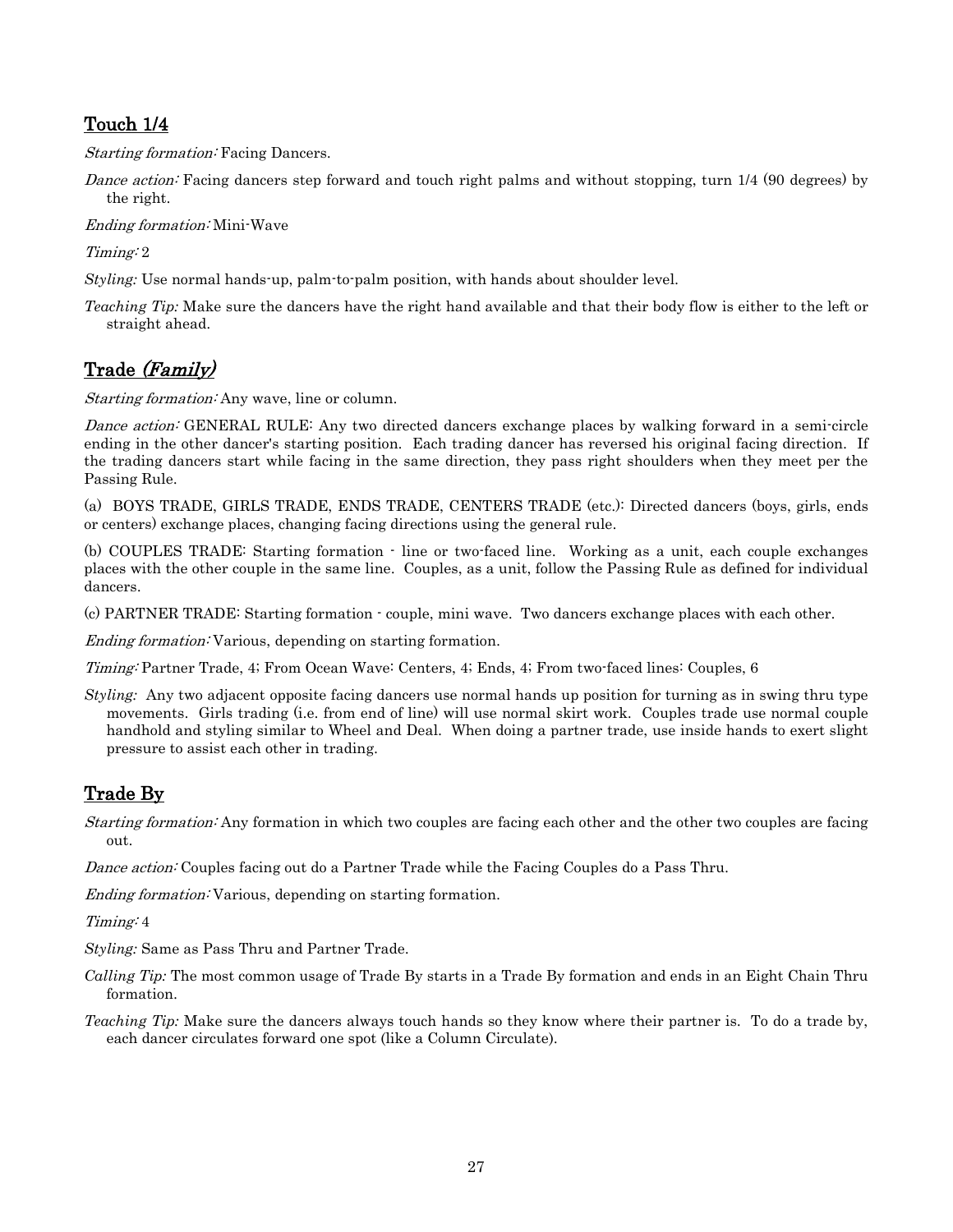## Touch 1/4

*Starting formation:* Facing Dancers.

*Dance action:* Facing dancers step forward and touch right palms and without stopping, turn 1/4 (90 degrees) by the right.

*Ending formation:* Mini-Wave

*Timing:* 2

*Styling:* Use normal hands-up, palm-to-palm position, with hands about shoulder level.

*Teaching Tip:* Make sure the dancers have the right hand available and that their body flow is either to the left or straight ahead.

## Trade *(Family)*

*Starting formation:* Any wave, line or column.

*Dance action:* GENERAL RULE: Any two directed dancers exchange places by walking forward in a semi-circle ending in the other dancer's starting position. Each trading dancer has reversed his original facing direction. If the trading dancers start while facing in the same direction, they pass right shoulders when they meet per the Passing Rule.

(a) BOYS TRADE, GIRLS TRADE, ENDS TRADE, CENTERS TRADE (etc.): Directed dancers (boys, girls, ends or centers) exchange places, changing facing directions using the general rule.

(b) COUPLES TRADE: Starting formation - line or two-faced line. Working as a unit, each couple exchanges places with the other couple in the same line. Couples, as a unit, follow the Passing Rule as defined for individual dancers.

(c) PARTNER TRADE: Starting formation - couple, mini wave. Two dancers exchange places with each other.

*Ending formation:* Various, depending on starting formation.

*Timing:* Partner Trade, 4; From Ocean Wave: Centers, 4; Ends, 4; From two-faced lines: Couples, 6

*Styling:* Any two adjacent opposite facing dancers use normal hands up position for turning as in swing thru type movements. Girls trading (i.e. from end of line) will use normal skirt work. Couples trade use normal couple handhold and styling similar to Wheel and Deal. When doing a partner trade, use inside hands to exert slight pressure to assist each other in trading.

## Trade By

*Starting formation:* Any formation in which two couples are facing each other and the other two couples are facing out.

*Dance action:* Couples facing out do a Partner Trade while the Facing Couples do a Pass Thru.

*Ending formation:* Various, depending on starting formation.

*Timing:* 4

*Styling:* Same as Pass Thru and Partner Trade.

*Calling Tip:* The most common usage of Trade By starts in a Trade By formation and ends in an Eight Chain Thru formation.

*Teaching Tip:* Make sure the dancers always touch hands so they know where their partner is. To do a trade by, each dancer circulates forward one spot (like a Column Circulate).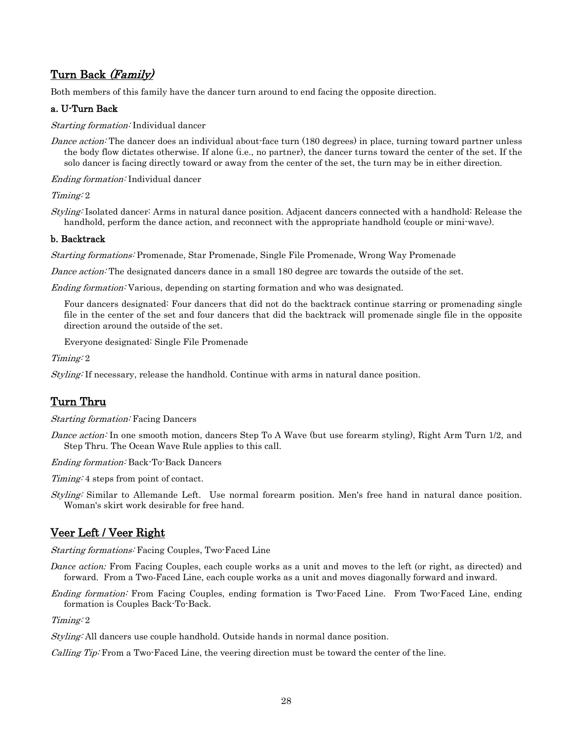## Turn Back *(Family)*

Both members of this family have the dancer turn around to end facing the opposite direction.

### a. U-Turn Back

*Starting formation:* Individual dancer

*Dance action:* The dancer does an individual about-face turn (180 degrees) in place, turning toward partner unless the body flow dictates otherwise. If alone (i.e., no partner), the dancer turns toward the center of the set. If the solo dancer is facing directly toward or away from the center of the set, the turn may be in either direction.

*Ending formation:* Individual dancer

*Timing:* 2

*Styling:* Isolated dancer: Arms in natural dance position. Adjacent dancers connected with a handhold: Release the handhold, perform the dance action, and reconnect with the appropriate handhold (couple or mini-wave).

### b. Backtrack

*Starting formations:* Promenade, Star Promenade, Single File Promenade, Wrong Way Promenade

*Dance action:* The designated dancers dance in a small 180 degree arc towards the outside of the set.

*Ending formation:* Various, depending on starting formation and who was designated.

Four dancers designated: Four dancers that did not do the backtrack continue starring or promenading single file in the center of the set and four dancers that did the backtrack will promenade single file in the opposite direction around the outside of the set.

Everyone designated: Single File Promenade

*Timing:* 2

*Styling:* If necessary, release the handhold. Continue with arms in natural dance position.

## Turn Thru

*Starting formation:* Facing Dancers

*Dance action:* In one smooth motion, dancers Step To A Wave (but use forearm styling), Right Arm Turn 1/2, and Step Thru. The Ocean Wave Rule applies to this call.

*Ending formation:* Back-To-Back Dancers

*Timing:* 4 steps from point of contact.

*Styling:* Similar to Allemande Left. Use normal forearm position. Men's free hand in natural dance position. Woman's skirt work desirable for free hand.

## Veer Left / Veer Right

*Starting formations:* Facing Couples, Two-Faced Line

*Dance action:* From Facing Couples, each couple works as a unit and moves to the left (or right, as directed) and forward. From a Two-Faced Line, each couple works as a unit and moves diagonally forward and inward.

*Ending formation:* From Facing Couples, ending formation is Two-Faced Line. From Two-Faced Line, ending formation is Couples Back-To-Back.

*Timing:* 2

*Styling:* All dancers use couple handhold. Outside hands in normal dance position.

*Calling Tip:* From a Two-Faced Line, the veering direction must be toward the center of the line.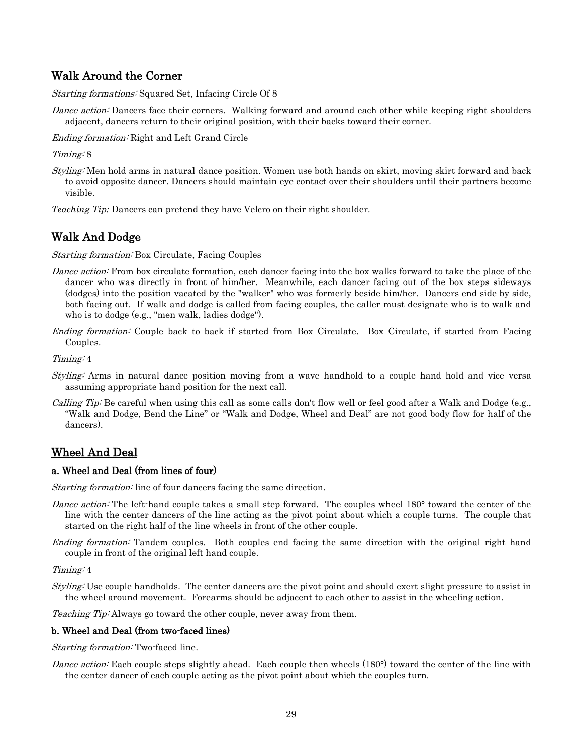## Walk Around the Corner

*Starting formations:* Squared Set, Infacing Circle Of 8

*Dance action:* Dancers face their corners. Walking forward and around each other while keeping right shoulders adjacent, dancers return to their original position, with their backs toward their corner.

*Ending formation:* Right and Left Grand Circle

*Timing:* 8

*Styling:* Men hold arms in natural dance position. Women use both hands on skirt, moving skirt forward and back to avoid opposite dancer. Dancers should maintain eye contact over their shoulders until their partners become visible.

*Teaching Tip:* Dancers can pretend they have Velcro on their right shoulder.

## Walk And Dodge

*Starting formation:* Box Circulate, Facing Couples

*Dance action:* From box circulate formation, each dancer facing into the box walks forward to take the place of the dancer who was directly in front of him/her. Meanwhile, each dancer facing out of the box steps sideways (dodges) into the position vacated by the "walker" who was formerly beside him/her. Dancers end side by side, both facing out. If walk and dodge is called from facing couples, the caller must designate who is to walk and who is to dodge (e.g., "men walk, ladies dodge").

*Ending formation:* Couple back to back if started from Box Circulate. Box Circulate, if started from Facing Couples.

*Timing:* 4

*Styling:* Arms in natural dance position moving from a wave handhold to a couple hand hold and vice versa assuming appropriate hand position for the next call.

*Calling Tip:* Be careful when using this call as some calls don't flow well or feel good after a Walk and Dodge (e.g., "Walk and Dodge, Bend the Line" or "Walk and Dodge, Wheel and Deal" are not good body flow for half of the dancers).

## Wheel And Deal

### a. Wheel and Deal (from lines of four)

*Starting formation:* line of four dancers facing the same direction.

*Dance action:* The left-hand couple takes a small step forward. The couples wheel 180° toward the center of the line with the center dancers of the line acting as the pivot point about which a couple turns. The couple that started on the right half of the line wheels in front of the other couple.

*Ending formation:* Tandem couples. Both couples end facing the same direction with the original right hand couple in front of the original left hand couple.

*Timing:* 4

*Styling:* Use couple handholds. The center dancers are the pivot point and should exert slight pressure to assist in the wheel around movement. Forearms should be adjacent to each other to assist in the wheeling action.

*Teaching Tip:* Always go toward the other couple, never away from them.

### b. Wheel and Deal (from two-faced lines)

*Starting formation:* Two-faced line.

*Dance action:* Each couple steps slightly ahead. Each couple then wheels (180°) toward the center of the line with the center dancer of each couple acting as the pivot point about which the couples turn.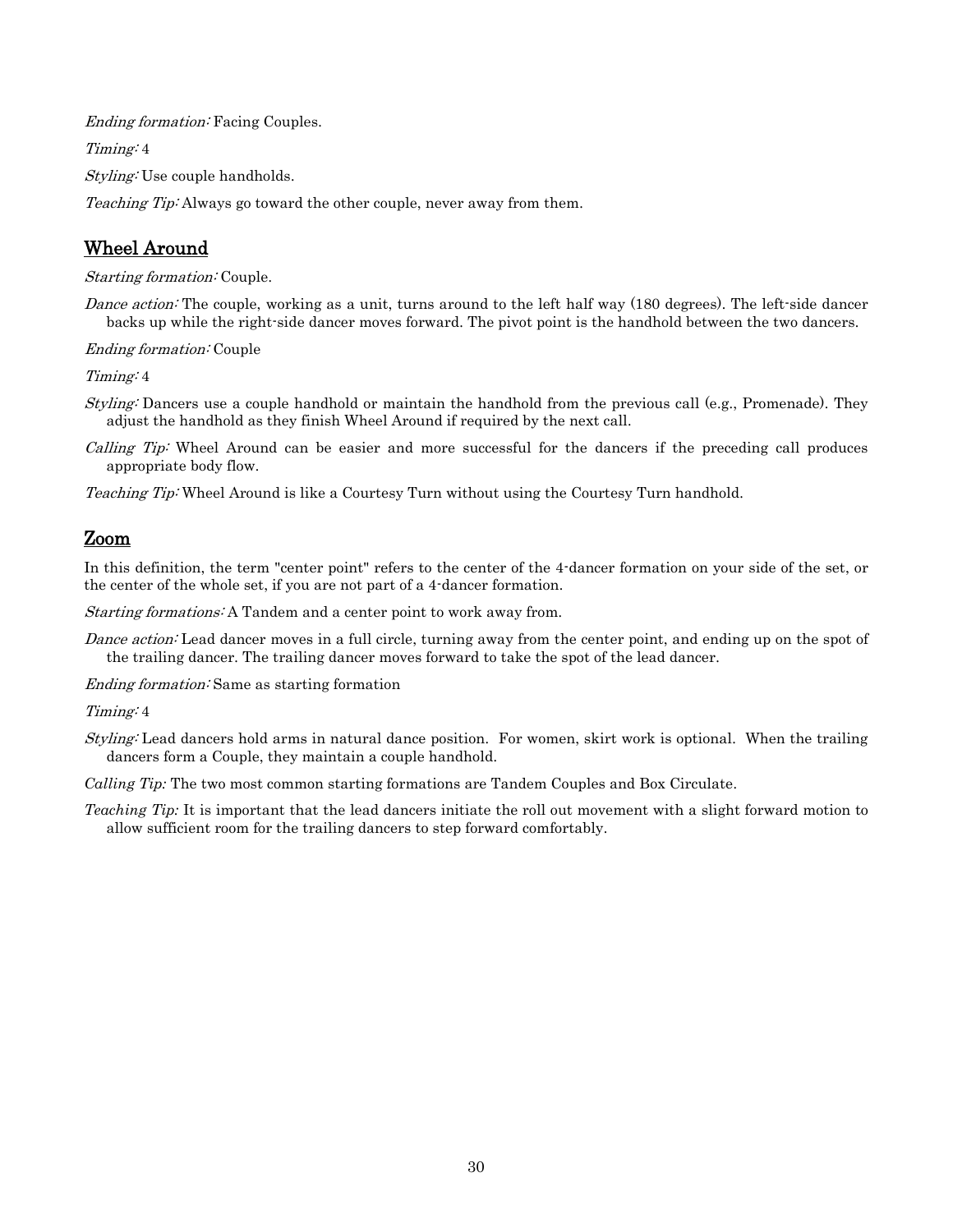*Ending formation:* Facing Couples.

*Timing:* 4

*Styling:* Use couple handholds.

*Teaching Tip:* Always go toward the other couple, never away from them.

## Wheel Around

*Starting formation:* Couple.

*Dance action:* The couple, working as a unit, turns around to the left half way (180 degrees). The left-side dancer backs up while the right-side dancer moves forward. The pivot point is the handhold between the two dancers.

*Ending formation:* Couple

*Timing:* 4

*Styling:* Dancers use a couple handhold or maintain the handhold from the previous call (e.g., Promenade). They adjust the handhold as they finish Wheel Around if required by the next call.

*Calling Tip:* Wheel Around can be easier and more successful for the dancers if the preceding call produces appropriate body flow.

*Teaching Tip:* Wheel Around is like a Courtesy Turn without using the Courtesy Turn handhold.

## Zoom

In this definition, the term "center point" refers to the center of the 4-dancer formation on your side of the set, or the center of the whole set, if you are not part of a 4-dancer formation.

*Starting formations:* A Tandem and a center point to work away from.

*Dance action:* Lead dancer moves in a full circle, turning away from the center point, and ending up on the spot of the trailing dancer. The trailing dancer moves forward to take the spot of the lead dancer.

*Ending formation:* Same as starting formation

*Timing:* 4

*Styling:* Lead dancers hold arms in natural dance position. For women, skirt work is optional. When the trailing dancers form a Couple, they maintain a couple handhold.

*Calling Tip:* The two most common starting formations are Tandem Couples and Box Circulate.

*Teaching Tip:* It is important that the lead dancers initiate the roll out movement with a slight forward motion to allow sufficient room for the trailing dancers to step forward comfortably.